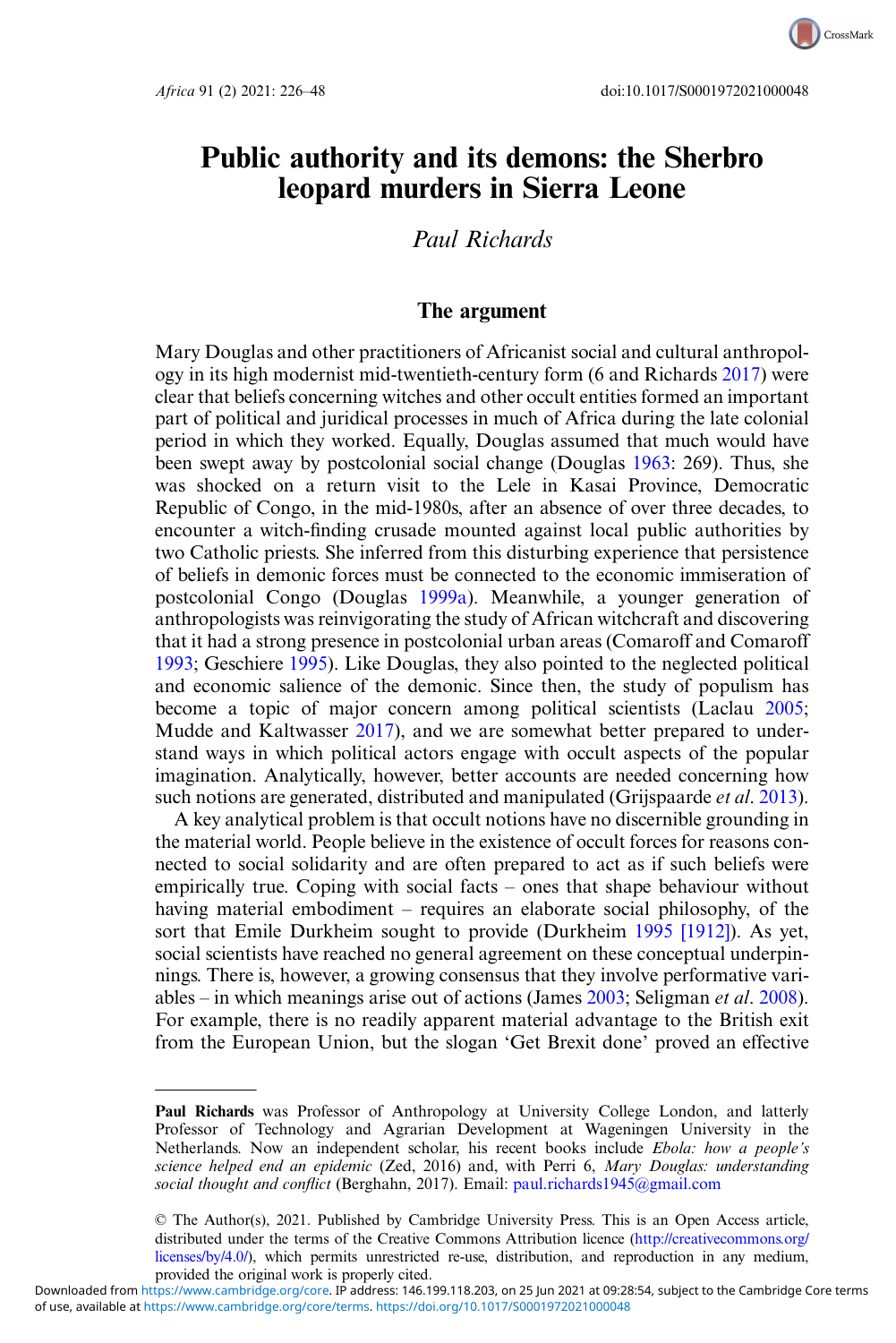# Public authority and its demons: the Sherbro leopard murders in Sierra Leone

Paul Richards

## The argument

Mary Douglas and other practitioners of Africanist social and cultural anthropology in its high modernist mid-twentieth-century form (6 and Richards 2017) were clear that beliefs concerning witches and other occult entities formed an important part of political and juridical processes in much of Africa during the late colonial period in which they worked. Equally, Douglas assumed that much would have been swept away by postcolonial social change (Douglas 1963: 269). Thus, she was shocked on a return visit to the Lele in Kasai Province, Democratic Republic of Congo, in the mid-1980s, after an absence of over three decades, to encounter a witch-finding crusade mounted against local public authorities by two Catholic priests. She inferred from this disturbing experience that persistence of beliefs in demonic forces must be connected to the economic immiseration of postcolonial Congo (Douglas 1999a). Meanwhile, a younger generation of anthropologists was reinvigorating the study of African witchcraft and discovering that it had a strong presence in postcolonial urban areas (Comaroff and Comaroff 1993; Geschiere 1995). Like Douglas, they also pointed to the neglected political and economic salience of the demonic. Since then, the study of populism has become a topic of major concern among political scientists (Laclau 2005; Mudde and Kaltwasser 2017), and we are somewhat better prepared to understand ways in which political actors engage with occult aspects of the popular imagination. Analytically, however, better accounts are needed concerning how such notions are generated, distributed and manipulated (Grijspaarde *et al*. 2013).

A key analytical problem is that occult notions have no discernible grounding in the material world. People believe in the existence of occult forces for reasons connected to social solidarity and are often prepared to act as if such beliefs were empirically true. Coping with social facts – ones that shape behaviour without having material embodiment – requires an elaborate social philosophy, of the sort that Emile Durkheim sought to provide (Durkheim 1995 [1912]). As yet, social scientists have reached no general agreement on these conceptual underpinnings. There is, however, a growing consensus that they involve performative variables – in which meanings arise out of actions (James 2003; Seligman *et al*. 2008). For example, there is no readily apparent material advantage to the British exit from the European Union, but the slogan 'Get Brexit done' proved an effective

---

**Paul Richards** was Professor of Anthropology at University College London, and latterly Professor of Technology and Agrarian Development at Wageningen University in the Netherlands. Now an independent scholar, his recent books include *Ebola: how a people's science helped end an epidemic* (Zed, 2016) and, with Perri 6, *Mary Douglas: understanding social thought and conflict* (Berghahn, 2017). Email: paul.richards1945@gmail.com

© The Author(s), 2021. Published by Cambridge University Press. This is an Open Access article, distributed under the terms of the Creative Commons Attribution licence (http://creativecommons.org/licenses/by/4.0/), which permits unrestricted re-use, distribution, and reproduction in any medium, provided the original work is properly cited.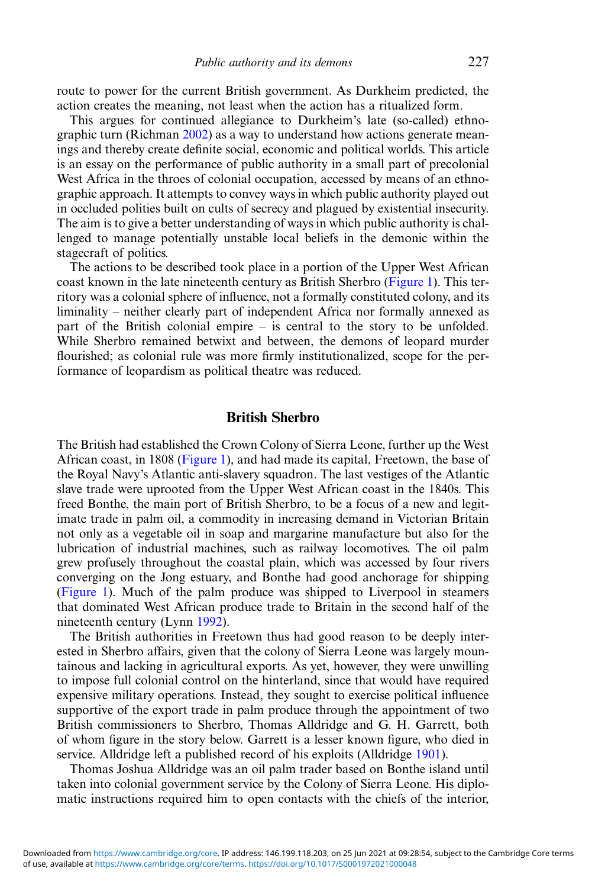route to power for the current British government. As Durkheim predicted, the action creates the meaning, not least when the action has a ritualized form.

This argues for continued allegiance to Durkheim's late (so-called) ethnographic turn (Richman 2002) as a way to understand how actions generate meanings and thereby create definite social, economic and political worlds. This article is an essay on the performance of public authority in a small part of precolonial West Africa in the throes of colonial occupation, accessed by means of an ethnographic approach. It attempts to convey ways in which public authority played out in occluded polities built on cults of secrecy and plagued by existential insecurity. The aim is to give a better understanding of ways in which public authority is challenged to manage potentially unstable local beliefs in the demonic within the stagecraft of politics.

The actions to be described took place in a portion of the Upper West African coast known in the late nineteenth century as British Sherbro (Figure 1). This territory was a colonial sphere of influence, not a formally constituted colony, and its liminality – neither clearly part of independent Africa nor formally annexed as part of the British colonial empire – is central to the story to be unfolded. While Sherbro remained betwixt and between, the demons of leopard murder flourished; as colonial rule was more firmly institutionalized, scope for the performance of leopardism as political theatre was reduced.

## British Sherbro

The British had established the Crown Colony of Sierra Leone, further up the West African coast, in 1808 (Figure 1), and had made its capital, Freetown, the base of the Royal Navy's Atlantic anti-slavery squadron. The last vestiges of the Atlantic slave trade were uprooted from the Upper West African coast in the 1840s. This freed Bonthe, the main port of British Sherbro, to be a focus of a new and legitimate trade in palm oil, a commodity in increasing demand in Victorian Britain not only as a vegetable oil in soap and margarine manufacture but also for the lubrication of industrial machines, such as railway locomotives. The oil palm grew profusely throughout the coastal plain, which was accessed by four rivers converging on the Jong estuary, and Bonthe had good anchorage for shipping (Figure 1). Much of the palm produce was shipped to Liverpool in steamers that dominated West African produce trade to Britain in the second half of the nineteenth century (Lynn 1992).

The British authorities in Freetown thus had good reason to be deeply interested in Sherbro affairs, given that the colony of Sierra Leone was largely mountainous and lacking in agricultural exports. As yet, however, they were unwilling to impose full colonial control on the hinterland, since that would have required expensive military operations. Instead, they sought to exercise political influence supportive of the export trade in palm produce through the appointment of two British commissioners to Sherbro, Thomas Alldridge and G. H. Garrett, both of whom figure in the story below. Garrett is a lesser known figure, who died in service. Alldridge left a published record of his exploits (Alldridge 1901).

Thomas Joshua Alldridge was an oil palm trader based on Bonthe island until taken into colonial government service by the Colony of Sierra Leone. His diplomatic instructions required him to open contacts with the chiefs of the interior,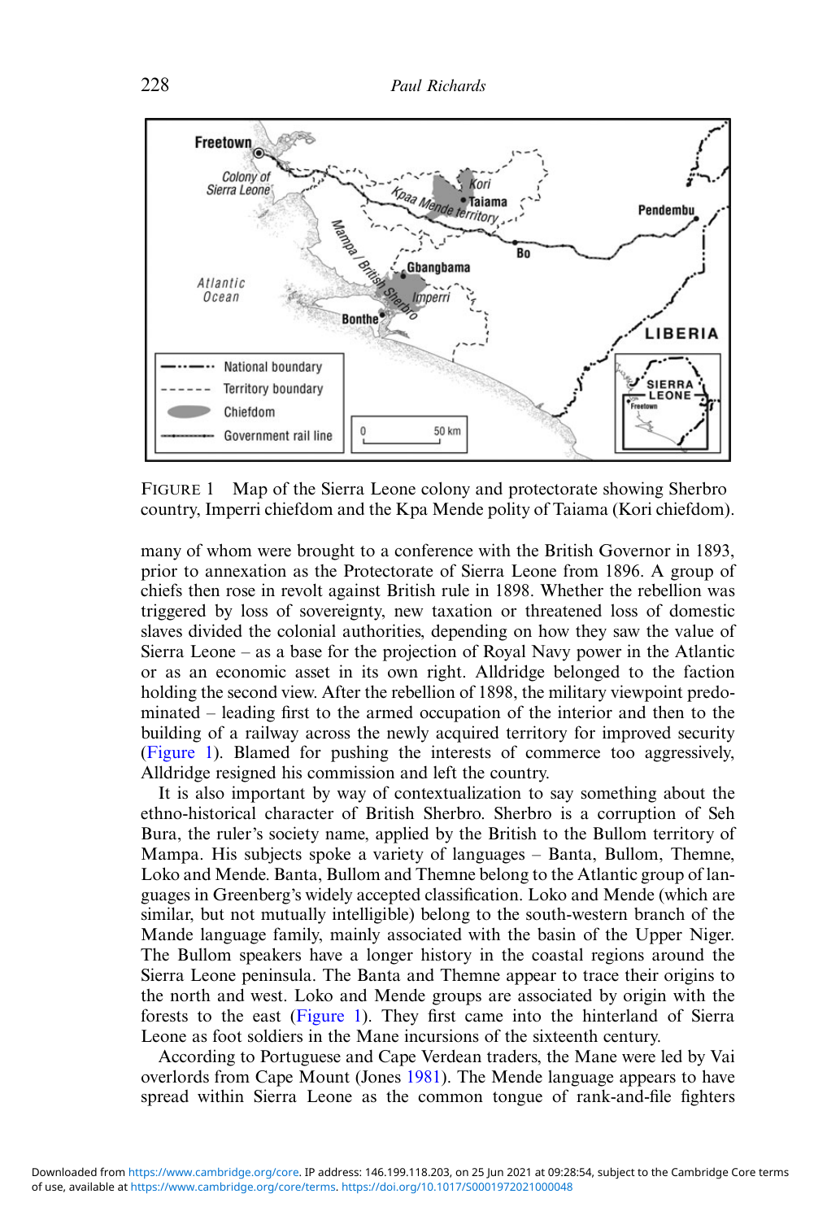FIGURE 1 Map of the Sierra Leone colony and protectorate showing Sherbro country, Imperri chiefdom and the Kpa Mende polity of Taiama (Kori chiefdom).

many of whom were brought to a conference with the British Governor in 1893, prior to annexation as the Protectorate of Sierra Leone from 1896. A group of chiefs then rose in revolt against British rule in 1898. Whether the rebellion was triggered by loss of sovereignty, new taxation or threatened loss of domestic slaves divided the colonial authorities, depending on how they saw the value of Sierra Leone – as a base for the projection of Royal Navy power in the Atlantic or as an economic asset in its own right. Alldridge belonged to the faction holding the second view. After the rebellion of 1898, the military viewpoint predominated – leading first to the armed occupation of the interior and then to the building of a railway across the newly acquired territory for improved security (Figure 1). Blamed for pushing the interests of commerce too aggressively, Alldridge resigned his commission and left the country.

It is also important by way of contextualization to say something about the ethno-historical character of British Sherbro. Sherbro is a corruption of Seh Bura, the ruler's society name, applied by the British to the Bullom territory of Mampa. His subjects spoke a variety of languages – Banta, Bullom, Themne, Loko and Mende. Banta, Bullom and Themne belong to the Atlantic group of languages in Greenberg's widely accepted classification. Loko and Mende (which are similar, but not mutually intelligible) belong to the south-western branch of the Mande language family, mainly associated with the basin of the Upper Niger. The Bullom speakers have a longer history in the coastal regions around the Sierra Leone peninsula. The Banta and Themne appear to trace their origins to the north and west. Loko and Mende groups are associated by origin with the forests to the east (Figure 1). They first came into the hinterland of Sierra Leone as foot soldiers in the Mane incursions of the sixteenth century.

According to Portuguese and Cape Verdean traders, the Mane were led by Vai overlords from Cape Mount (Jones 1981). The Mende language appears to have spread within Sierra Leone as the common tongue of rank-and-file fighters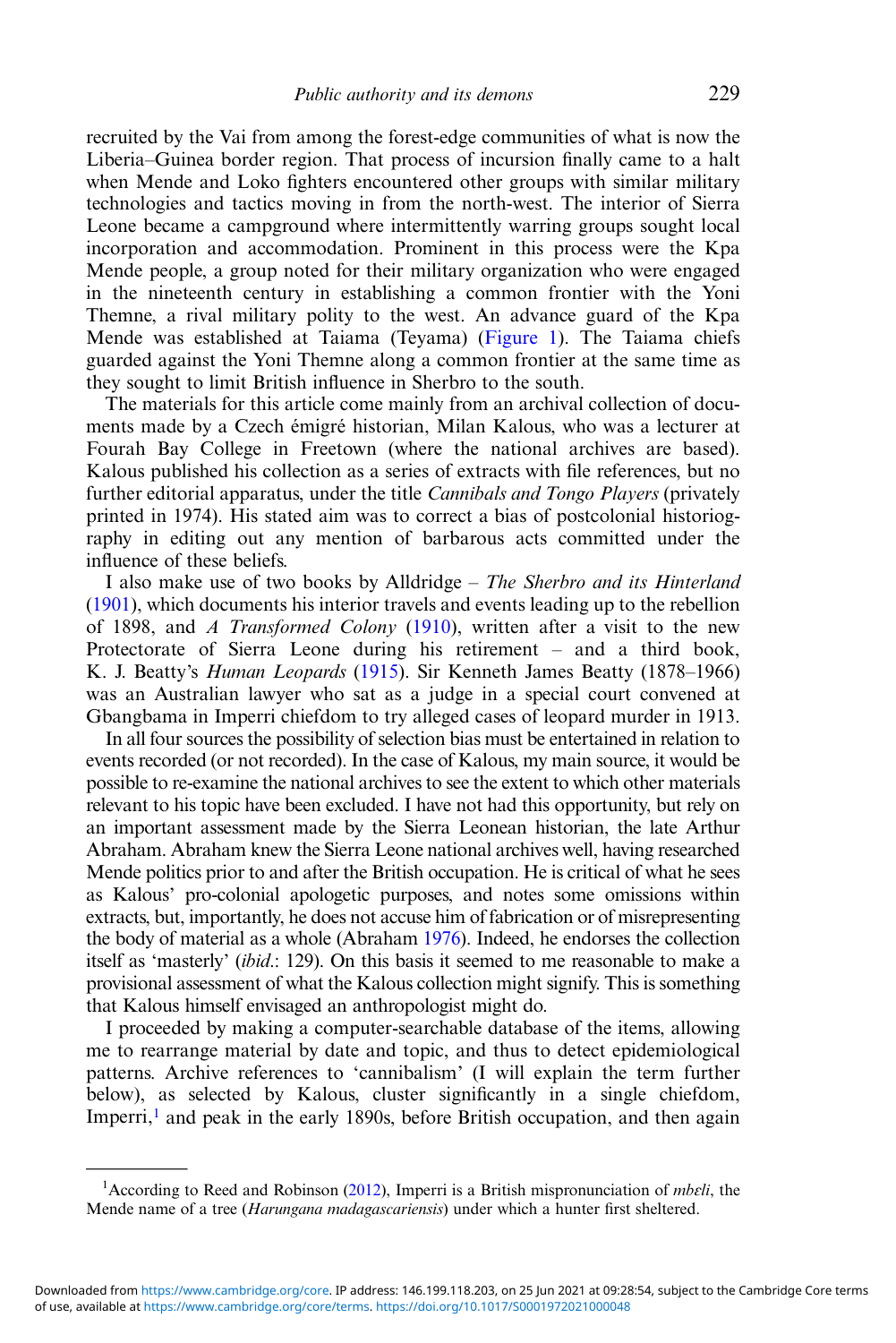recruited by the Vai from among the forest-edge communities of what is now the Liberia–Guinea border region. That process of incursion finally came to a halt when Mende and Loko fighters encountered other groups with similar military technologies and tactics moving in from the north-west. The interior of Sierra Leone became a campground where intermittently warring groups sought local incorporation and accommodation. Prominent in this process were the Kpa Mende people, a group noted for their military organization who were engaged in the nineteenth century in establishing a common frontier with the Yoni Themne, a rival military polity to the west. An advance guard of the Kpa Mende was established at Taiama (Teyama) (Figure 1). The Taiama chiefs guarded against the Yoni Themne along a common frontier at the same time as they sought to limit British influence in Sherbro to the south.

The materials for this article come mainly from an archival collection of documents made by a Czech émigré historian, Milan Kalous, who was a lecturer at Fourah Bay College in Freetown (where the national archives are based). Kalous published his collection as a series of extracts with file references, but no further editorial apparatus, under the title *Cannibals and Tongo Players* (privately printed in 1974). His stated aim was to correct a bias of postcolonial historiography in editing out any mention of barbarous acts committed under the influence of these beliefs.

I also make use of two books by Alldridge – *The Sherbro and its Hinterland* (1901), which documents his interior travels and events leading up to the rebellion of 1898, and *A Transformed Colony* (1910), written after a visit to the new Protectorate of Sierra Leone during his retirement – and a third book, K. J. Beatty's *Human Leopards* (1915). Sir Kenneth James Beatty (1878–1966) was an Australian lawyer who sat as a judge in a special court convened at Gbangbama in Imperri chiefdom to try alleged cases of leopard murder in 1913.

In all four sources the possibility of selection bias must be entertained in relation to events recorded (or not recorded). In the case of Kalous, my main source, it would be possible to re-examine the national archives to see the extent to which other materials relevant to his topic have been excluded. I have not had this opportunity, but rely on an important assessment made by the Sierra Leonean historian, the late Arthur Abraham. Abraham knew the Sierra Leone national archives well, having researched Mende politics prior to and after the British occupation. He is critical of what he sees as Kalous' pro-colonial apologetic purposes, and notes some omissions within extracts, but, importantly, he does not accuse him of fabrication or of misrepresenting the body of material as a whole (Abraham 1976). Indeed, he endorses the collection itself as 'masterly' (*ibid.*: 129). On this basis it seemed to me reasonable to make a provisional assessment of what the Kalous collection might signify. This is something that Kalous himself envisaged an anthropologist might do.

I proceeded by making a computer-searchable database of the items, allowing me to rearrange material by date and topic, and thus to detect epidemiological patterns. Archive references to 'cannibalism' (I will explain the term further below), as selected by Kalous, cluster significantly in a single chiefdom, Imperri,[1] and peak in the early 1890s, before British occupation, and then again

[1] According to Reed and Robinson (2012), Imperri is a British mispronunciation of *mbɛli*, the Mende name of a tree (*Harungana madagascariensis*) under which a hunter first sheltered.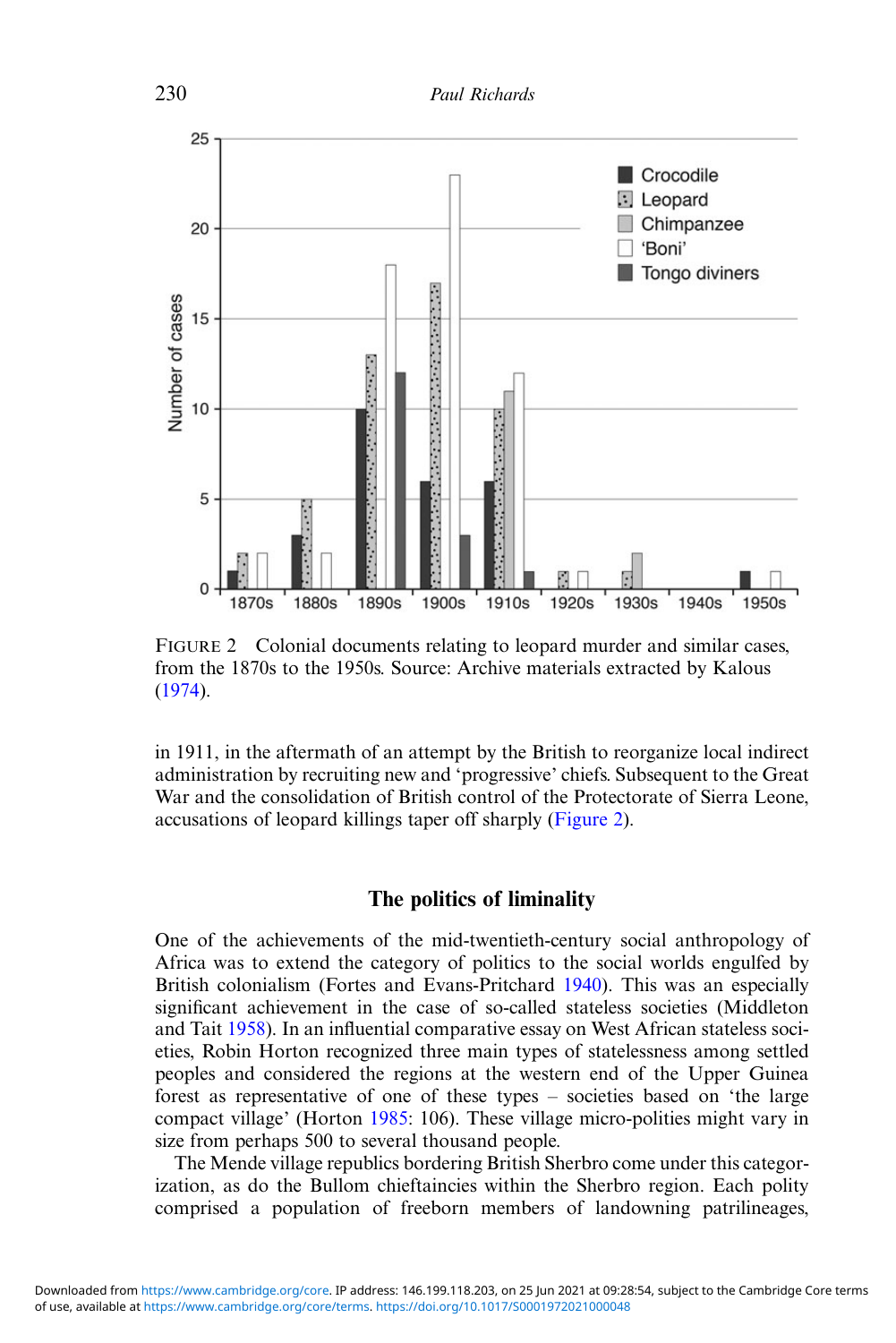FIGURE 2 Colonial documents relating to leopard murder and similar cases, from the 1870s to the 1950s. Source: Archive materials extracted by Kalous (1974).

in 1911, in the aftermath of an attempt by the British to reorganize local indirect administration by recruiting new and 'progressive' chiefs. Subsequent to the Great War and the consolidation of British control of the Protectorate of Sierra Leone, accusations of leopard killings taper off sharply (Figure 2).

## The politics of liminality

One of the achievements of the mid-twentieth-century social anthropology of Africa was to extend the category of politics to the social worlds engulfed by British colonialism (Fortes and Evans-Pritchard 1940). This was an especially significant achievement in the case of so-called stateless societies (Middleton and Tait 1958). In an influential comparative essay on West African stateless societies, Robin Horton recognized three main types of statelessness among settled peoples and considered the regions at the western end of the Upper Guinea forest as representative of one of these types – societies based on 'the large compact village' (Horton 1985: 106). These village micro-polities might vary in size from perhaps 500 to several thousand people.

The Mende village republics bordering British Sherbro come under this categorization, as do the Bullom chieftaincies within the Sherbro region. Each polity comprised a population of freeborn members of landowning patrilineages,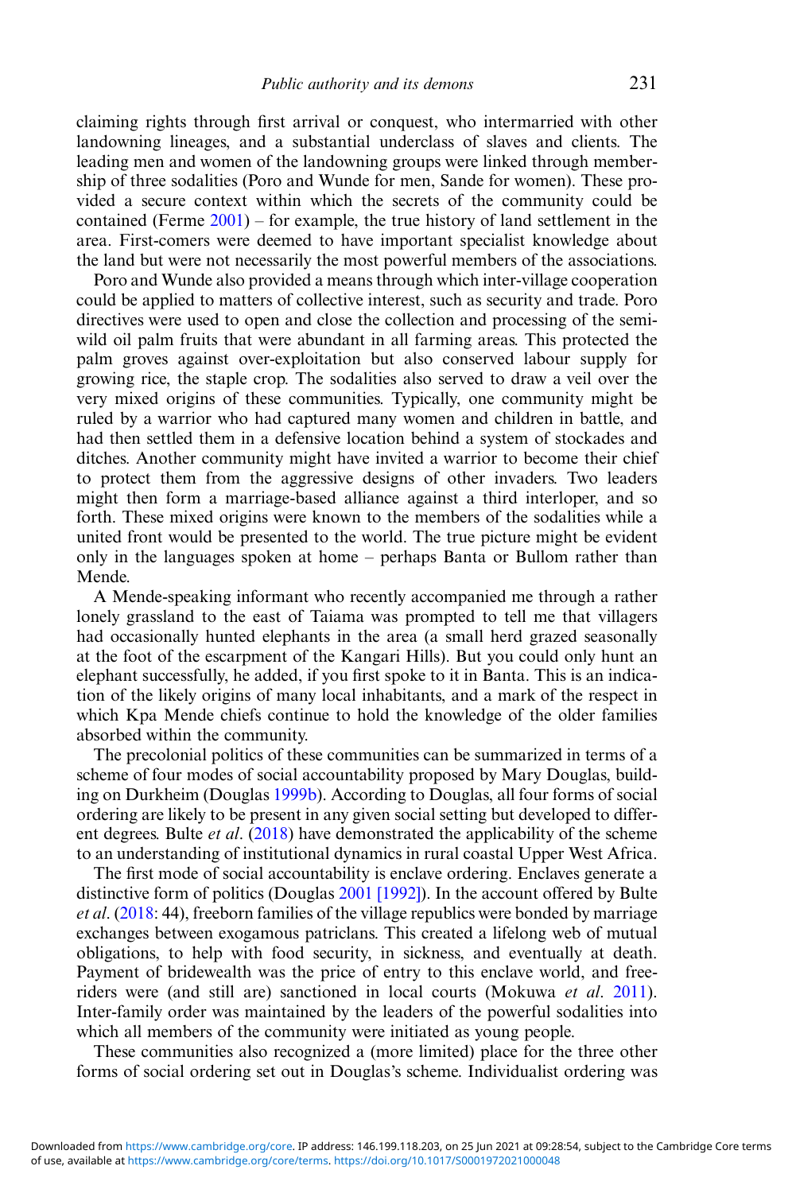claiming rights through first arrival or conquest, who intermarried with other landowning lineages, and a substantial underclass of slaves and clients. The leading men and women of the landowning groups were linked through membership of three sodalities (Poro and Wunde for men, Sande for women). These provided a secure context within which the secrets of the community could be contained (Ferme 2001) – for example, the true history of land settlement in the area. First-comers were deemed to have important specialist knowledge about the land but were not necessarily the most powerful members of the associations.

Poro and Wunde also provided a means through which inter-village cooperation could be applied to matters of collective interest, such as security and trade. Poro directives were used to open and close the collection and processing of the semi-wild oil palm fruits that were abundant in all farming areas. This protected the palm groves against over-exploitation but also conserved labour supply for growing rice, the staple crop. The sodalities also served to draw a veil over the very mixed origins of these communities. Typically, one community might be ruled by a warrior who had captured many women and children in battle, and had then settled them in a defensive location behind a system of stockades and ditches. Another community might have invited a warrior to become their chief to protect them from the aggressive designs of other invaders. Two leaders might then form a marriage-based alliance against a third interloper, and so forth. These mixed origins were known to the members of the sodalities while a united front would be presented to the world. The true picture might be evident only in the languages spoken at home – perhaps Banta or Bullom rather than Mende.

A Mende-speaking informant who recently accompanied me through a rather lonely grassland to the east of Taiama was prompted to tell me that villagers had occasionally hunted elephants in the area (a small herd grazed seasonally at the foot of the escarpment of the Kangari Hills). But you could only hunt an elephant successfully, he added, if you first spoke to it in Banta. This is an indication of the likely origins of many local inhabitants, and a mark of the respect in which Kpa Mende chiefs continue to hold the knowledge of the older families absorbed within the community.

The precolonial politics of these communities can be summarized in terms of a scheme of four modes of social accountability proposed by Mary Douglas, building on Durkheim (Douglas 1999b). According to Douglas, all four forms of social ordering are likely to be present in any given social setting but developed to different degrees. Bulte *et al*. (2018) have demonstrated the applicability of the scheme to an understanding of institutional dynamics in rural coastal Upper West Africa.

The first mode of social accountability is enclave ordering. Enclaves generate a distinctive form of politics (Douglas 2001 [1992]). In the account offered by Bulte *et al*. (2018: 44), freeborn families of the village republics were bonded by marriage exchanges between exogamous patriclans. This created a lifelong web of mutual obligations, to help with food security, in sickness, and eventually at death. Payment of bridewealth was the price of entry to this enclave world, and free-riders were (and still are) sanctioned in local courts (Mokuwa *et al*. 2011). Inter-family order was maintained by the leaders of the powerful sodalities into which all members of the community were initiated as young people.

These communities also recognized a (more limited) place for the three other forms of social ordering set out in Douglas's scheme. Individualist ordering was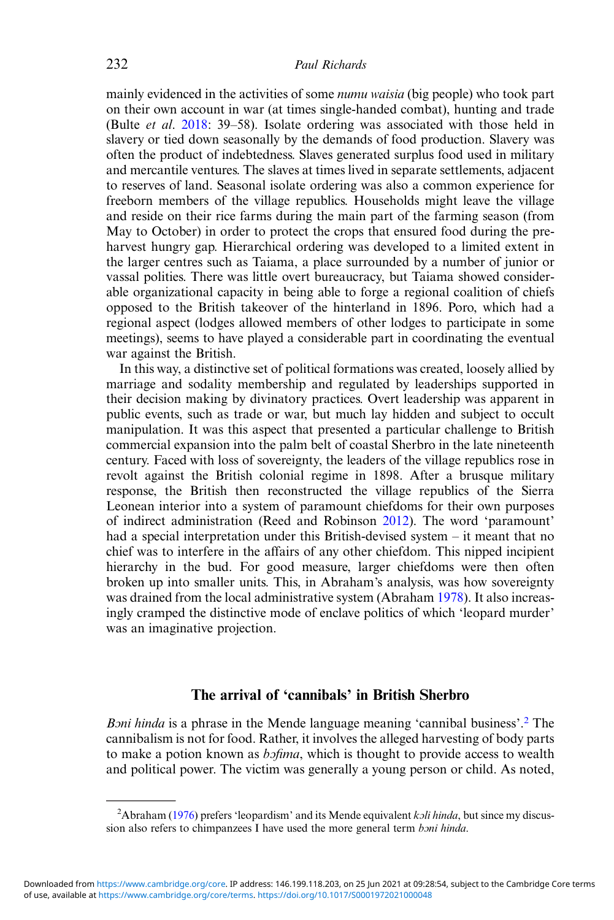mainly evidenced in the activities of some *numu waisia* (big people) who took part on their own account in war (at times single-handed combat), hunting and trade (Bulte *et al*. 2018: 39–58). Isolate ordering was associated with those held in slavery or tied down seasonally by the demands of food production. Slavery was often the product of indebtedness. Slaves generated surplus food used in military and mercantile ventures. The slaves at times lived in separate settlements, adjacent to reserves of land. Seasonal isolate ordering was also a common experience for freeborn members of the village republics. Households might leave the village and reside on their rice farms during the main part of the farming season (from May to October) in order to protect the crops that ensured food during the pre-harvest hungry gap. Hierarchical ordering was developed to a limited extent in the larger centres such as Taiama, a place surrounded by a number of junior or vassal polities. There was little overt bureaucracy, but Taiama showed considerable organizational capacity in being able to forge a regional coalition of chiefs opposed to the British takeover of the hinterland in 1896. Poro, which had a regional aspect (lodges allowed members of other lodges to participate in some meetings), seems to have played a considerable part in coordinating the eventual war against the British.

In this way, a distinctive set of political formations was created, loosely allied by marriage and sodality membership and regulated by leaderships supported in their decision making by divinatory practices. Overt leadership was apparent in public events, such as trade or war, but much lay hidden and subject to occult manipulation. It was this aspect that presented a particular challenge to British commercial expansion into the palm belt of coastal Sherbro in the late nineteenth century. Faced with loss of sovereignty, the leaders of the village republics rose in revolt against the British colonial regime in 1898. After a brusque military response, the British then reconstructed the village republics of the Sierra Leonean interior into a system of paramount chiefdoms for their own purposes of indirect administration (Reed and Robinson 2012). The word 'paramount' had a special interpretation under this British-devised system – it meant that no chief was to interfere in the affairs of any other chiefdom. This nipped incipient hierarchy in the bud. For good measure, larger chiefdoms were then often broken up into smaller units. This, in Abraham's analysis, was how sovereignty was drained from the local administrative system (Abraham 1978). It also increasingly cramped the distinctive mode of enclave politics of which 'leopard murder' was an imaginative projection.

## The arrival of 'cannibals' in British Sherbro

*Bɔni hinda* is a phrase in the Mende language meaning 'cannibal business'.[2] The cannibalism is not for food. Rather, it involves the alleged harvesting of body parts to make a potion known as *bɔfima*, which is thought to provide access to wealth and political power. The victim was generally a young person or child. As noted,

[2] Abraham (1976) prefers 'leopardism' and its Mende equivalent *kɔli hinda*, but since my discussion also refers to chimpanzees I have used the more general term *bɔni hinda*.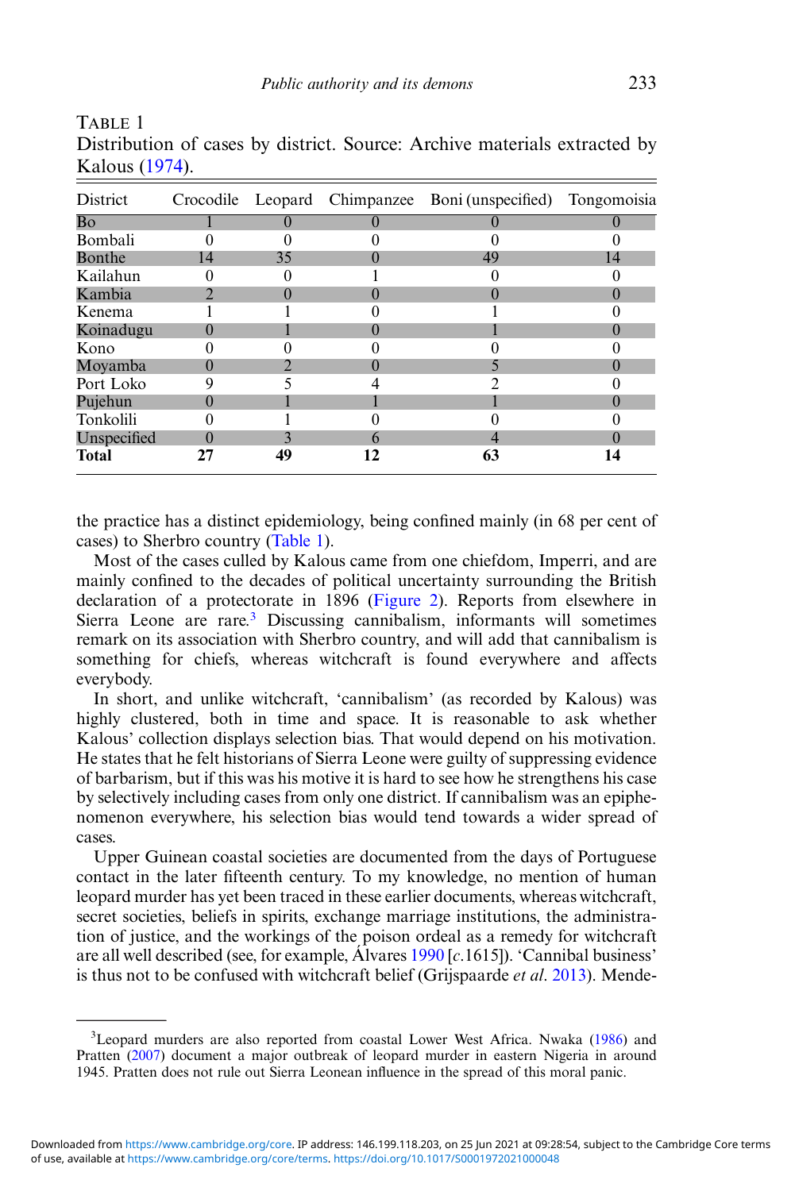TABLE 1
Distribution of cases by district. Source: Archive materials extracted by Kalous (1974).

| District | Crocodile | Leopard | Chimpanzee | Boni (unspecified) | Tongomoisia |
|---|---|---|---|---|---|
| Bo | 1 | 0 | 0 | 0 | 0 |
| Bombali | 0 | 0 | 0 | 0 | 0 |
| Bonthe | 14 | 35 | 0 | 49 | 14 |
| Kailahun | 0 | 0 | 1 | 0 | 0 |
| Kambia | 2 | 0 | 0 | 0 | 0 |
| Kenema | 1 | 1 | 0 | 1 | 0 |
| Koinadugu | 0 | 1 | 0 | 1 | 0 |
| Kono | 0 | 0 | 0 | 0 | 0 |
| Moyamba | 0 | 2 | 0 | 5 | 0 |
| Port Loko | 9 | 5 | 4 | 2 | 0 |
| Pujehun | 0 | 1 | 1 | 1 | 0 |
| Tonkolili | 0 | 1 | 0 | 0 | 0 |
| Unspecified | 0 | 3 | 6 | 4 | 0 |
| **Total** | **27** | **49** | **12** | **63** | **14** |

the practice has a distinct epidemiology, being confined mainly (in 68 per cent of cases) to Sherbro country (Table 1).

Most of the cases culled by Kalous came from one chiefdom, Imperri, and are mainly confined to the decades of political uncertainty surrounding the British declaration of a protectorate in 1896 (Figure 2). Reports from elsewhere in Sierra Leone are rare.[3] Discussing cannibalism, informants will sometimes remark on its association with Sherbro country, and will add that cannibalism is something for chiefs, whereas witchcraft is found everywhere and affects everybody.

In short, and unlike witchcraft, 'cannibalism' (as recorded by Kalous) was highly clustered, both in time and space. It is reasonable to ask whether Kalous' collection displays selection bias. That would depend on his motivation. He states that he felt historians of Sierra Leone were guilty of suppressing evidence of barbarism, but if this was his motive it is hard to see how he strengthens his case by selectively including cases from only one district. If cannibalism was an epiphenomenon everywhere, his selection bias would tend towards a wider spread of cases.

Upper Guinean coastal societies are documented from the days of Portuguese contact in the later fifteenth century. To my knowledge, no mention of human leopard murder has yet been traced in these earlier documents, whereas witchcraft, secret societies, beliefs in spirits, exchange marriage institutions, the administration of justice, and the workings of the poison ordeal as a remedy for witchcraft are all well described (see, for example, Álvares 1990 [*c*.1615]). 'Cannibal business' is thus not to be confused with witchcraft belief (Grijspaarde *et al*. 2013). Mende-

[3]Leopard murders are also reported from coastal Lower West Africa. Nwaka (1986) and Pratten (2007) document a major outbreak of leopard murder in eastern Nigeria in around 1945. Pratten does not rule out Sierra Leonean influence in the spread of this moral panic.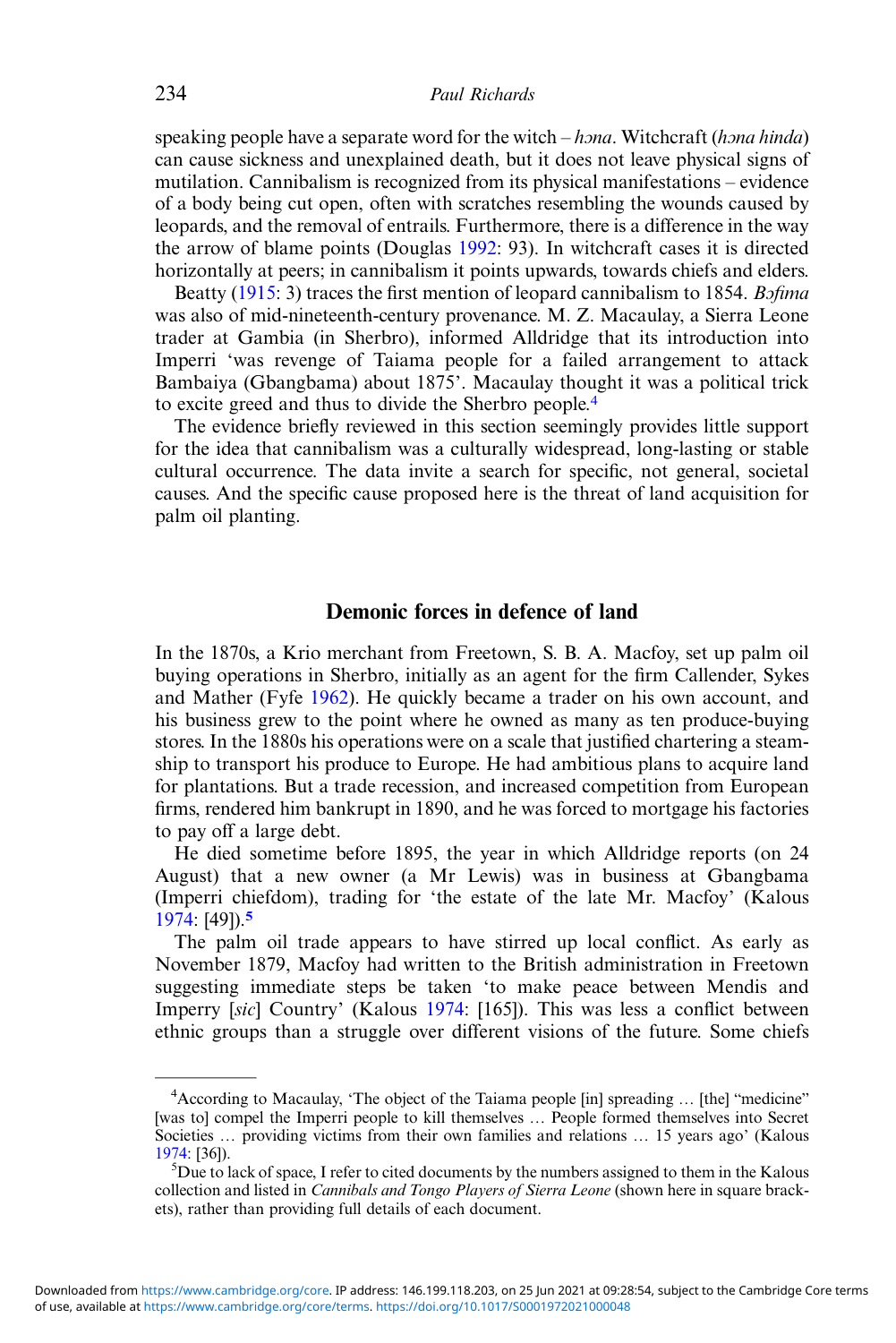speaking people have a separate word for the witch – *hɔna*. Witchcraft (*hɔna hinda*) can cause sickness and unexplained death, but it does not leave physical signs of mutilation. Cannibalism is recognized from its physical manifestations – evidence of a body being cut open, often with scratches resembling the wounds caused by leopards, and the removal of entrails. Furthermore, there is a difference in the way the arrow of blame points (Douglas 1992: 93). In witchcraft cases it is directed horizontally at peers; in cannibalism it points upwards, towards chiefs and elders.

Beatty (1915: 3) traces the first mention of leopard cannibalism to 1854. *Bɔfima* was also of mid-nineteenth-century provenance. M. Z. Macaulay, a Sierra Leone trader at Gambia (in Sherbro), informed Alldridge that its introduction into Imperri 'was revenge of Taiama people for a failed arrangement to attack Bambaiya (Gbangbama) about 1875'. Macaulay thought it was a political trick to excite greed and thus to divide the Sherbro people.[4]

The evidence briefly reviewed in this section seemingly provides little support for the idea that cannibalism was a culturally widespread, long-lasting or stable cultural occurrence. The data invite a search for specific, not general, societal causes. And the specific cause proposed here is the threat of land acquisition for palm oil planting.

## Demonic forces in defence of land

In the 1870s, a Krio merchant from Freetown, S. B. A. Macfoy, set up palm oil buying operations in Sherbro, initially as an agent for the firm Callender, Sykes and Mather (Fyfe 1962). He quickly became a trader on his own account, and his business grew to the point where he owned as many as ten produce-buying stores. In the 1880s his operations were on a scale that justified chartering a steamship to transport his produce to Europe. He had ambitious plans to acquire land for plantations. But a trade recession, and increased competition from European firms, rendered him bankrupt in 1890, and he was forced to mortgage his factories to pay off a large debt.

He died sometime before 1895, the year in which Alldridge reports (on 24 August) that a new owner (a Mr Lewis) was in business at Gbangbama (Imperri chiefdom), trading for 'the estate of the late Mr. Macfoy' (Kalous 1974: [49]).[5]

The palm oil trade appears to have stirred up local conflict. As early as November 1879, Macfoy had written to the British administration in Freetown suggesting immediate steps be taken 'to make peace between Mendis and Imperry [*sic*] Country' (Kalous 1974: [165]). This was less a conflict between ethnic groups than a struggle over different visions of the future. Some chiefs

[4]According to Macaulay, 'The object of the Taiama people [in] spreading … [the] "medicine" [was to] compel the Imperri people to kill themselves … People formed themselves into Secret Societies … providing victims from their own families and relations … 15 years ago' (Kalous 1974: [36]).

[5]Due to lack of space, I refer to cited documents by the numbers assigned to them in the Kalous collection and listed in *Cannibals and Tongo Players of Sierra Leone* (shown here in square brackets), rather than providing full details of each document.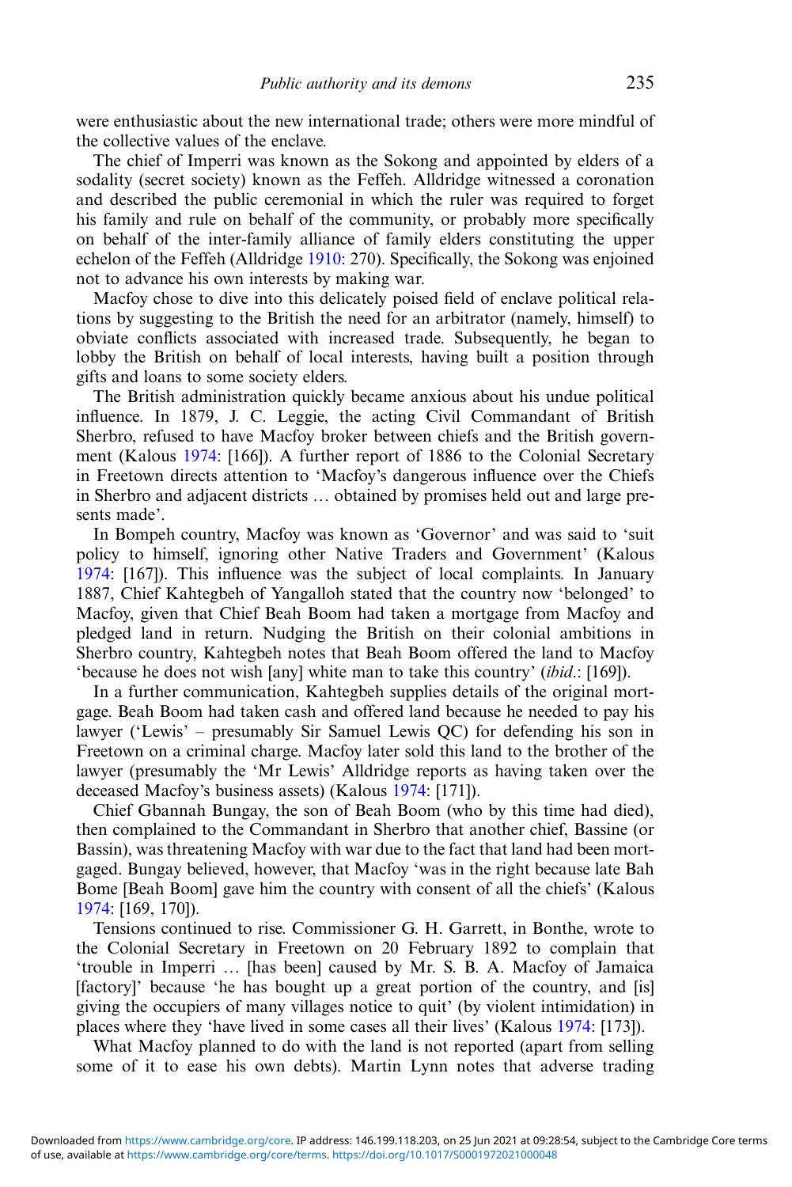were enthusiastic about the new international trade; others were more mindful of the collective values of the enclave.

The chief of Imperri was known as the Sokong and appointed by elders of a sodality (secret society) known as the Feffeh. Alldridge witnessed a coronation and described the public ceremonial in which the ruler was required to forget his family and rule on behalf of the community, or probably more specifically on behalf of the inter-family alliance of family elders constituting the upper echelon of the Feffeh (Alldridge 1910: 270). Specifically, the Sokong was enjoined not to advance his own interests by making war.

Macfoy chose to dive into this delicately poised field of enclave political relations by suggesting to the British the need for an arbitrator (namely, himself) to obviate conflicts associated with increased trade. Subsequently, he began to lobby the British on behalf of local interests, having built a position through gifts and loans to some society elders.

The British administration quickly became anxious about his undue political influence. In 1879, J. C. Leggie, the acting Civil Commandant of British Sherbro, refused to have Macfoy broker between chiefs and the British government (Kalous 1974: [166]). A further report of 1886 to the Colonial Secretary in Freetown directs attention to 'Macfoy's dangerous influence over the Chiefs in Sherbro and adjacent districts … obtained by promises held out and large presents made'.

In Bompeh country, Macfoy was known as 'Governor' and was said to 'suit policy to himself, ignoring other Native Traders and Government' (Kalous 1974: [167]). This influence was the subject of local complaints. In January 1887, Chief Kahtegbeh of Yangalloh stated that the country now 'belonged' to Macfoy, given that Chief Beah Boom had taken a mortgage from Macfoy and pledged land in return. Nudging the British on their colonial ambitions in Sherbro country, Kahtegbeh notes that Beah Boom offered the land to Macfoy 'because he does not wish [any] white man to take this country' (*ibid*.: [169]).

In a further communication, Kahtegbeh supplies details of the original mortgage. Beah Boom had taken cash and offered land because he needed to pay his lawyer ('Lewis' – presumably Sir Samuel Lewis QC) for defending his son in Freetown on a criminal charge. Macfoy later sold this land to the brother of the lawyer (presumably the 'Mr Lewis' Alldridge reports as having taken over the deceased Macfoy's business assets) (Kalous 1974: [171]).

Chief Gbannah Bungay, the son of Beah Boom (who by this time had died), then complained to the Commandant in Sherbro that another chief, Bassine (or Bassin), was threatening Macfoy with war due to the fact that land had been mortgaged. Bungay believed, however, that Macfoy 'was in the right because late Bah Bome [Beah Boom] gave him the country with consent of all the chiefs' (Kalous 1974: [169, 170]).

Tensions continued to rise. Commissioner G. H. Garrett, in Bonthe, wrote to the Colonial Secretary in Freetown on 20 February 1892 to complain that 'trouble in Imperri … [has been] caused by Mr. S. B. A. Macfoy of Jamaica [factory]' because 'he has bought up a great portion of the country, and [is] giving the occupiers of many villages notice to quit' (by violent intimidation) in places where they 'have lived in some cases all their lives' (Kalous 1974: [173]).

What Macfoy planned to do with the land is not reported (apart from selling some of it to ease his own debts). Martin Lynn notes that adverse trading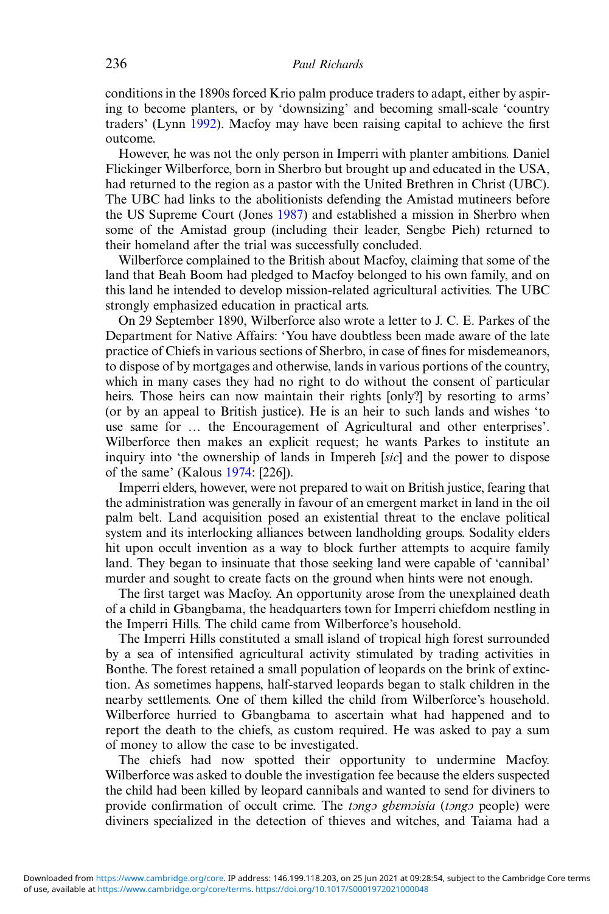conditions in the 1890s forced Krio palm produce traders to adapt, either by aspiring to become planters, or by 'downsizing' and becoming small-scale 'country traders' (Lynn 1992). Macfoy may have been raising capital to achieve the first outcome.

However, he was not the only person in Imperri with planter ambitions. Daniel Flickinger Wilberforce, born in Sherbro but brought up and educated in the USA, had returned to the region as a pastor with the United Brethren in Christ (UBC). The UBC had links to the abolitionists defending the Amistad mutineers before the US Supreme Court (Jones 1987) and established a mission in Sherbro when some of the Amistad group (including their leader, Sengbe Pieh) returned to their homeland after the trial was successfully concluded.

Wilberforce complained to the British about Macfoy, claiming that some of the land that Beah Boom had pledged to Macfoy belonged to his own family, and on this land he intended to develop mission-related agricultural activities. The UBC strongly emphasized education in practical arts.

On 29 September 1890, Wilberforce also wrote a letter to J. C. E. Parkes of the Department for Native Affairs: 'You have doubtless been made aware of the late practice of Chiefs in various sections of Sherbro, in case of fines for misdemeanors, to dispose of by mortgages and otherwise, lands in various portions of the country, which in many cases they had no right to do without the consent of particular heirs. Those heirs can now maintain their rights [only?] by resorting to arms' (or by an appeal to British justice). He is an heir to such lands and wishes 'to use same for … the Encouragement of Agricultural and other enterprises'. Wilberforce then makes an explicit request; he wants Parkes to institute an inquiry into 'the ownership of lands in Impereh [*sic*] and the power to dispose of the same' (Kalous 1974: [226]).

Imperri elders, however, were not prepared to wait on British justice, fearing that the administration was generally in favour of an emergent market in land in the oil palm belt. Land acquisition posed an existential threat to the enclave political system and its interlocking alliances between landholding groups. Sodality elders hit upon occult invention as a way to block further attempts to acquire family land. They began to insinuate that those seeking land were capable of 'cannibal' murder and sought to create facts on the ground when hints were not enough.

The first target was Macfoy. An opportunity arose from the unexplained death of a child in Gbangbama, the headquarters town for Imperri chiefdom nestling in the Imperri Hills. The child came from Wilberforce's household.

The Imperri Hills constituted a small island of tropical high forest surrounded by a sea of intensified agricultural activity stimulated by trading activities in Bonthe. The forest retained a small population of leopards on the brink of extinction. As sometimes happens, half-starved leopards began to stalk children in the nearby settlements. One of them killed the child from Wilberforce's household. Wilberforce hurried to Gbangbama to ascertain what had happened and to report the death to the chiefs, as custom required. He was asked to pay a sum of money to allow the case to be investigated.

The chiefs had now spotted their opportunity to undermine Macfoy. Wilberforce was asked to double the investigation fee because the elders suspected the child had been killed by leopard cannibals and wanted to send for diviners to provide confirmation of occult crime. The *tɔngɔ gbɛmɔisia* (*tɔngɔ* people) were diviners specialized in the detection of thieves and witches, and Taiama had a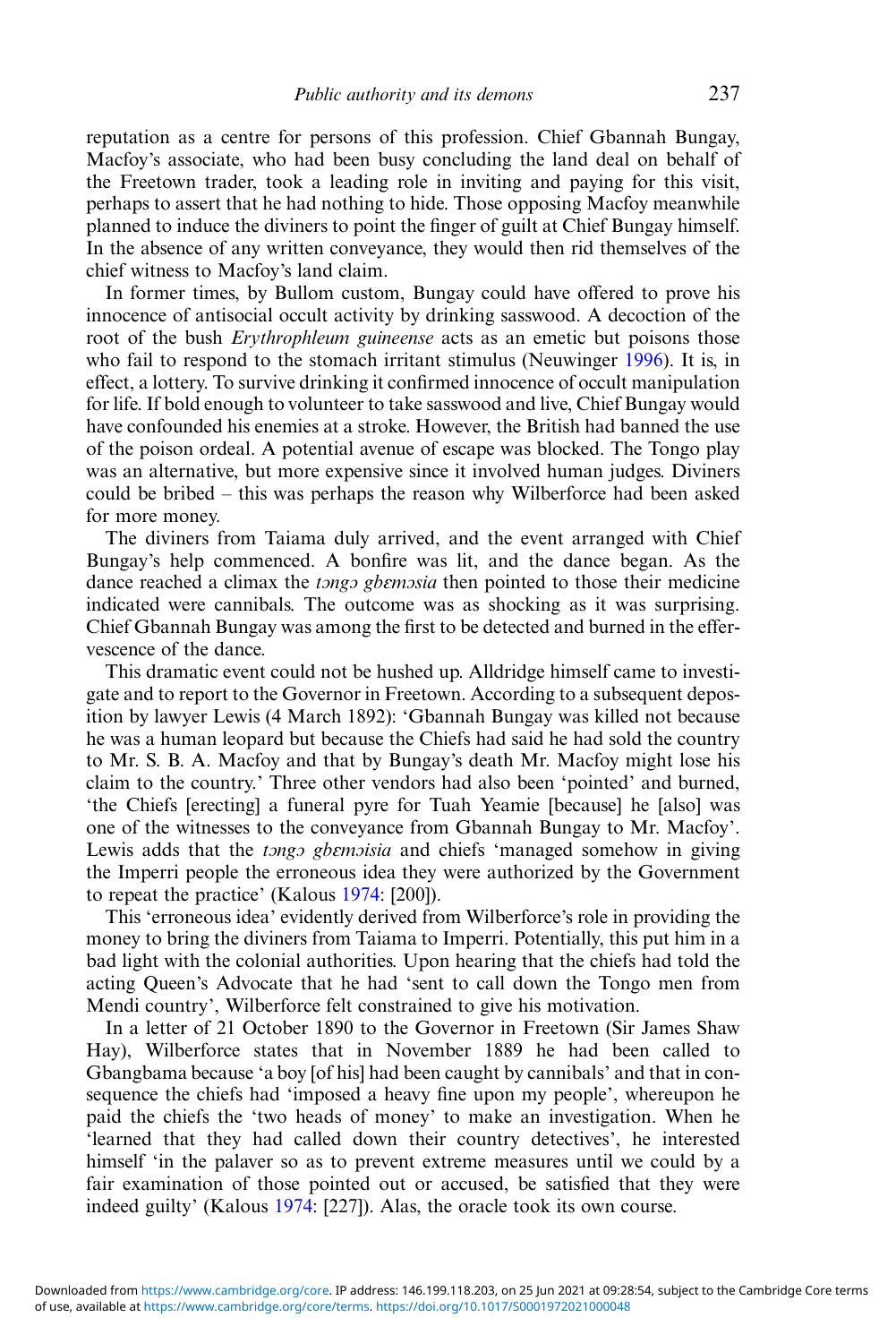reputation as a centre for persons of this profession. Chief Gbannah Bungay, Macfoy's associate, who had been busy concluding the land deal on behalf of the Freetown trader, took a leading role in inviting and paying for this visit, perhaps to assert that he had nothing to hide. Those opposing Macfoy meanwhile planned to induce the diviners to point the finger of guilt at Chief Bungay himself. In the absence of any written conveyance, they would then rid themselves of the chief witness to Macfoy's land claim.

In former times, by Bullom custom, Bungay could have offered to prove his innocence of antisocial occult activity by drinking sasswood. A decoction of the root of the bush *Erythrophleum guineense* acts as an emetic but poisons those who fail to respond to the stomach irritant stimulus (Neuwinger 1996). It is, in effect, a lottery. To survive drinking it confirmed innocence of occult manipulation for life. If bold enough to volunteer to take sasswood and live, Chief Bungay would have confounded his enemies at a stroke. However, the British had banned the use of the poison ordeal. A potential avenue of escape was blocked. The Tongo play was an alternative, but more expensive since it involved human judges. Diviners could be bribed – this was perhaps the reason why Wilberforce had been asked for more money.

The diviners from Taiama duly arrived, and the event arranged with Chief Bungay's help commenced. A bonfire was lit, and the dance began. As the dance reached a climax the *tɔngɔ gbɛmɔsia* then pointed to those their medicine indicated were cannibals. The outcome was as shocking as it was surprising. Chief Gbannah Bungay was among the first to be detected and burned in the effervescence of the dance.

This dramatic event could not be hushed up. Alldridge himself came to investigate and to report to the Governor in Freetown. According to a subsequent deposition by lawyer Lewis (4 March 1892): 'Gbannah Bungay was killed not because he was a human leopard but because the Chiefs had said he had sold the country to Mr. S. B. A. Macfoy and that by Bungay's death Mr. Macfoy might lose his claim to the country.' Three other vendors had also been 'pointed' and burned, 'the Chiefs [erecting] a funeral pyre for Tuah Yeamie [because] he [also] was one of the witnesses to the conveyance from Gbannah Bungay to Mr. Macfoy'. Lewis adds that the *tɔngɔ gbɛmɔisia* and chiefs 'managed somehow in giving the Imperri people the erroneous idea they were authorized by the Government to repeat the practice' (Kalous 1974: [200]).

This 'erroneous idea' evidently derived from Wilberforce's role in providing the money to bring the diviners from Taiama to Imperri. Potentially, this put him in a bad light with the colonial authorities. Upon hearing that the chiefs had told the acting Queen's Advocate that he had 'sent to call down the Tongo men from Mendi country', Wilberforce felt constrained to give his motivation.

In a letter of 21 October 1890 to the Governor in Freetown (Sir James Shaw Hay), Wilberforce states that in November 1889 he had been called to Gbangbama because 'a boy [of his] had been caught by cannibals' and that in consequence the chiefs had 'imposed a heavy fine upon my people', whereupon he paid the chiefs the 'two heads of money' to make an investigation. When he 'learned that they had called down their country detectives', he interested himself 'in the palaver so as to prevent extreme measures until we could by a fair examination of those pointed out or accused, be satisfied that they were indeed guilty' (Kalous 1974: [227]). Alas, the oracle took its own course.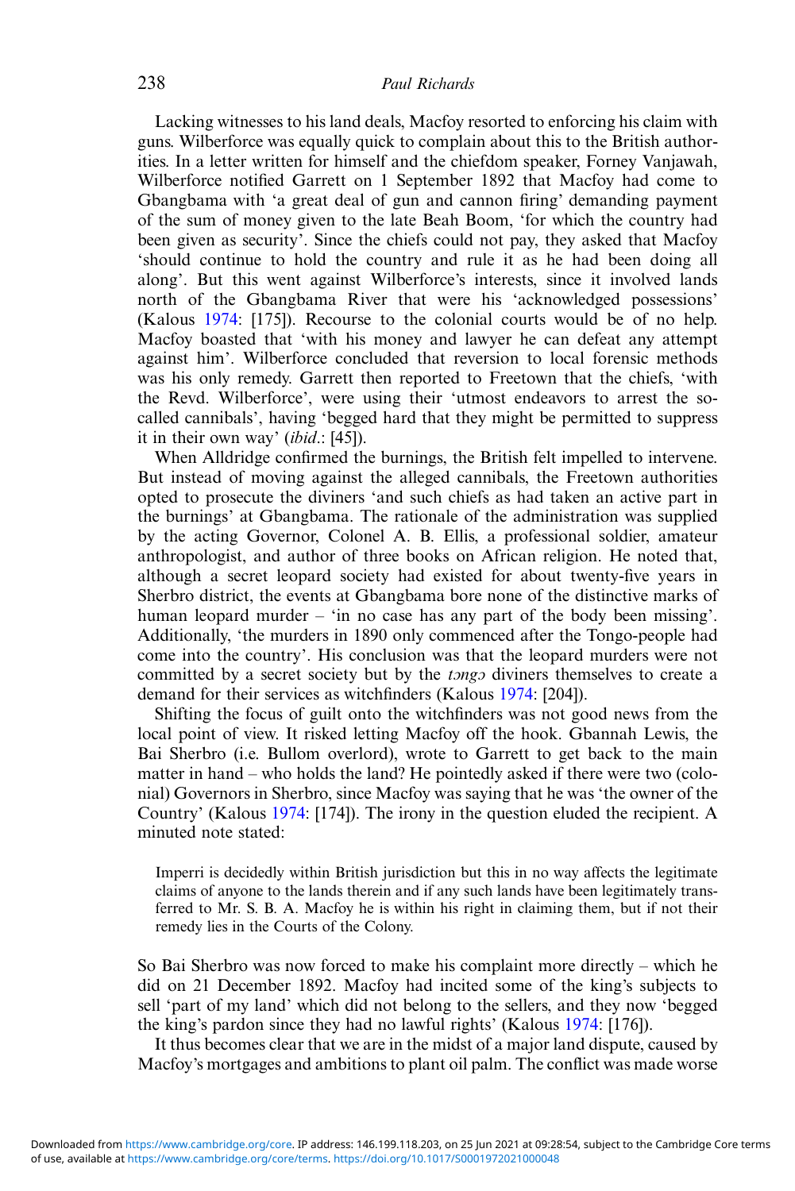Lacking witnesses to his land deals, Macfoy resorted to enforcing his claim with guns. Wilberforce was equally quick to complain about this to the British authorities. In a letter written for himself and the chiefdom speaker, Forney Vanjawah, Wilberforce notified Garrett on 1 September 1892 that Macfoy had come to Gbangbama with 'a great deal of gun and cannon firing' demanding payment of the sum of money given to the late Beah Boom, 'for which the country had been given as security'. Since the chiefs could not pay, they asked that Macfoy 'should continue to hold the country and rule it as he had been doing all along'. But this went against Wilberforce's interests, since it involved lands north of the Gbangbama River that were his 'acknowledged possessions' (Kalous 1974: [175]). Recourse to the colonial courts would be of no help. Macfoy boasted that 'with his money and lawyer he can defeat any attempt against him'. Wilberforce concluded that reversion to local forensic methods was his only remedy. Garrett then reported to Freetown that the chiefs, 'with the Revd. Wilberforce', were using their 'utmost endeavors to arrest the so-called cannibals', having 'begged hard that they might be permitted to suppress it in their own way' (*ibid*.: [45]).

When Alldridge confirmed the burnings, the British felt impelled to intervene. But instead of moving against the alleged cannibals, the Freetown authorities opted to prosecute the diviners 'and such chiefs as had taken an active part in the burnings' at Gbangbama. The rationale of the administration was supplied by the acting Governor, Colonel A. B. Ellis, a professional soldier, amateur anthropologist, and author of three books on African religion. He noted that, although a secret leopard society had existed for about twenty-five years in Sherbro district, the events at Gbangbama bore none of the distinctive marks of human leopard murder – 'in no case has any part of the body been missing'. Additionally, 'the murders in 1890 only commenced after the Tongo-people had come into the country'. His conclusion was that the leopard murders were not committed by a secret society but by the *tɔngɔ* diviners themselves to create a demand for their services as witchfinders (Kalous 1974: [204]).

Shifting the focus of guilt onto the witchfinders was not good news from the local point of view. It risked letting Macfoy off the hook. Gbannah Lewis, the Bai Sherbro (i.e. Bullom overlord), wrote to Garrett to get back to the main matter in hand – who holds the land? He pointedly asked if there were two (colonial) Governors in Sherbro, since Macfoy was saying that he was 'the owner of the Country' (Kalous 1974: [174]). The irony in the question eluded the recipient. A minuted note stated:

> Imperri is decidedly within British jurisdiction but this in no way affects the legitimate claims of anyone to the lands therein and if any such lands have been legitimately transferred to Mr. S. B. A. Macfoy he is within his right in claiming them, but if not their remedy lies in the Courts of the Colony.

So Bai Sherbro was now forced to make his complaint more directly – which he did on 21 December 1892. Macfoy had incited some of the king's subjects to sell 'part of my land' which did not belong to the sellers, and they now 'begged the king's pardon since they had no lawful rights' (Kalous 1974: [176]).

It thus becomes clear that we are in the midst of a major land dispute, caused by Macfoy's mortgages and ambitions to plant oil palm. The conflict was made worse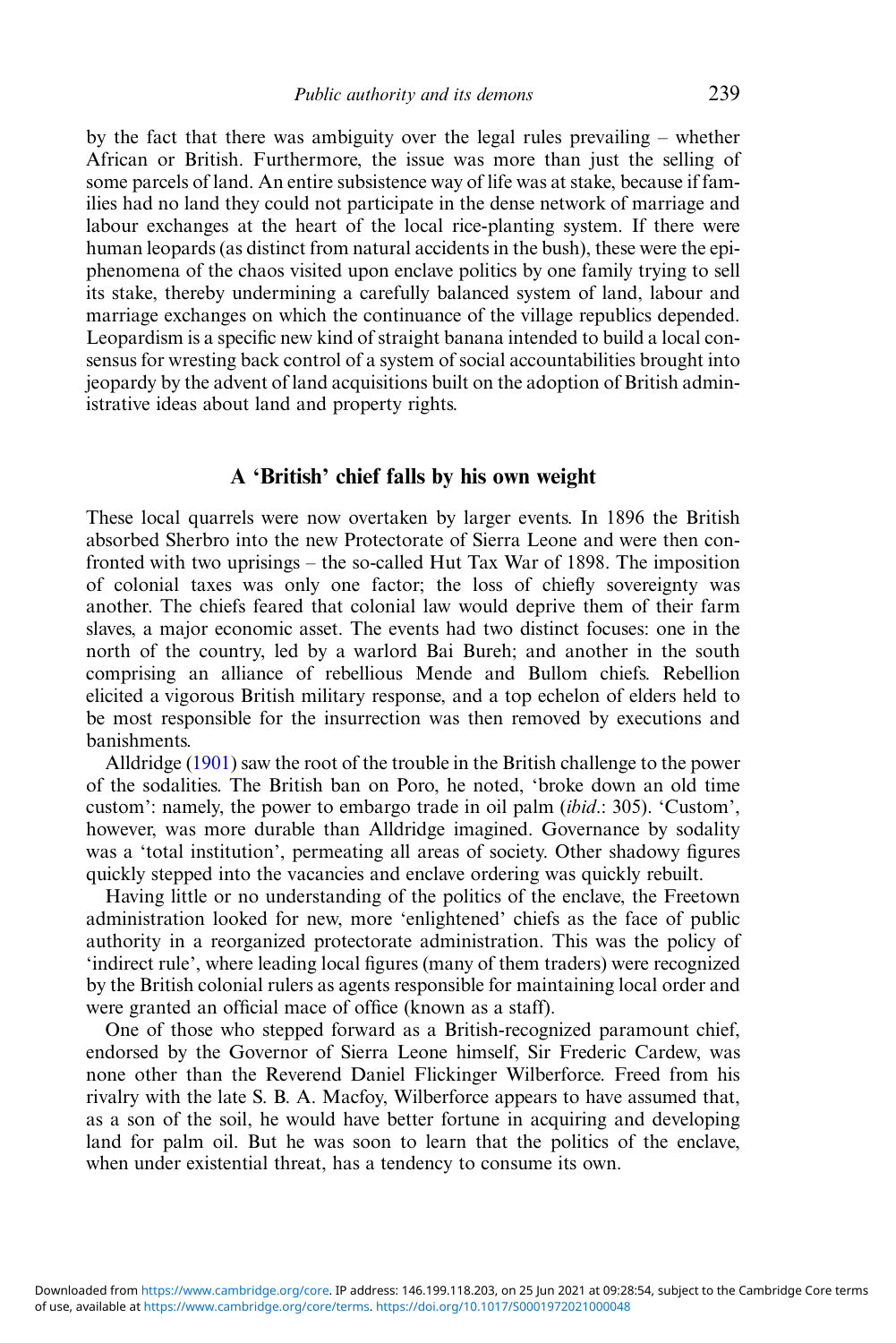by the fact that there was ambiguity over the legal rules prevailing – whether African or British. Furthermore, the issue was more than just the selling of some parcels of land. An entire subsistence way of life was at stake, because if families had no land they could not participate in the dense network of marriage and labour exchanges at the heart of the local rice-planting system. If there were human leopards (as distinct from natural accidents in the bush), these were the epiphenomena of the chaos visited upon enclave politics by one family trying to sell its stake, thereby undermining a carefully balanced system of land, labour and marriage exchanges on which the continuance of the village republics depended. Leopardism is a specific new kind of straight banana intended to build a local consensus for wresting back control of a system of social accountabilities brought into jeopardy by the advent of land acquisitions built on the adoption of British administrative ideas about land and property rights.

## A 'British' chief falls by his own weight

These local quarrels were now overtaken by larger events. In 1896 the British absorbed Sherbro into the new Protectorate of Sierra Leone and were then confronted with two uprisings – the so-called Hut Tax War of 1898. The imposition of colonial taxes was only one factor; the loss of chiefly sovereignty was another. The chiefs feared that colonial law would deprive them of their farm slaves, a major economic asset. The events had two distinct focuses: one in the north of the country, led by a warlord Bai Bureh; and another in the south comprising an alliance of rebellious Mende and Bullom chiefs. Rebellion elicited a vigorous British military response, and a top echelon of elders held to be most responsible for the insurrection was then removed by executions and banishments.

Alldridge (1901) saw the root of the trouble in the British challenge to the power of the sodalities. The British ban on Poro, he noted, 'broke down an old time custom': namely, the power to embargo trade in oil palm (*ibid*.: 305). 'Custom', however, was more durable than Alldridge imagined. Governance by sodality was a 'total institution', permeating all areas of society. Other shadowy figures quickly stepped into the vacancies and enclave ordering was quickly rebuilt.

Having little or no understanding of the politics of the enclave, the Freetown administration looked for new, more 'enlightened' chiefs as the face of public authority in a reorganized protectorate administration. This was the policy of 'indirect rule', where leading local figures (many of them traders) were recognized by the British colonial rulers as agents responsible for maintaining local order and were granted an official mace of office (known as a staff).

One of those who stepped forward as a British-recognized paramount chief, endorsed by the Governor of Sierra Leone himself, Sir Frederic Cardew, was none other than the Reverend Daniel Flickinger Wilberforce. Freed from his rivalry with the late S. B. A. Macfoy, Wilberforce appears to have assumed that, as a son of the soil, he would have better fortune in acquiring and developing land for palm oil. But he was soon to learn that the politics of the enclave, when under existential threat, has a tendency to consume its own.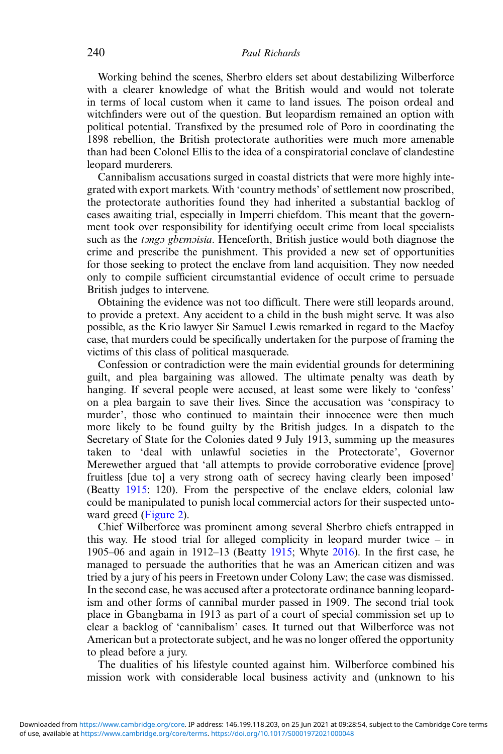Working behind the scenes, Sherbro elders set about destabilizing Wilberforce with a clearer knowledge of what the British would and would not tolerate in terms of local custom when it came to land issues. The poison ordeal and witchfinders were out of the question. But leopardism remained an option with political potential. Transfixed by the presumed role of Poro in coordinating the 1898 rebellion, the British protectorate authorities were much more amenable than had been Colonel Ellis to the idea of a conspiratorial conclave of clandestine leopard murderers.

Cannibalism accusations surged in coastal districts that were more highly integrated with export markets. With 'country methods' of settlement now proscribed, the protectorate authorities found they had inherited a substantial backlog of cases awaiting trial, especially in Imperri chiefdom. This meant that the government took over responsibility for identifying occult crime from local specialists such as the *tɔngɔ gbɛmɔisia*. Henceforth, British justice would both diagnose the crime and prescribe the punishment. This provided a new set of opportunities for those seeking to protect the enclave from land acquisition. They now needed only to compile sufficient circumstantial evidence of occult crime to persuade British judges to intervene.

Obtaining the evidence was not too difficult. There were still leopards around, to provide a pretext. Any accident to a child in the bush might serve. It was also possible, as the Krio lawyer Sir Samuel Lewis remarked in regard to the Macfoy case, that murders could be specifically undertaken for the purpose of framing the victims of this class of political masquerade.

Confession or contradiction were the main evidential grounds for determining guilt, and plea bargaining was allowed. The ultimate penalty was death by hanging. If several people were accused, at least some were likely to 'confess' on a plea bargain to save their lives. Since the accusation was 'conspiracy to murder', those who continued to maintain their innocence were then much more likely to be found guilty by the British judges. In a dispatch to the Secretary of State for the Colonies dated 9 July 1913, summing up the measures taken to 'deal with unlawful societies in the Protectorate', Governor Merewether argued that 'all attempts to provide corroborative evidence [prove] fruitless [due to] a very strong oath of secrecy having clearly been imposed' (Beatty 1915: 120). From the perspective of the enclave elders, colonial law could be manipulated to punish local commercial actors for their suspected untoward greed (Figure 2).

Chief Wilberforce was prominent among several Sherbro chiefs entrapped in this way. He stood trial for alleged complicity in leopard murder twice – in 1905–06 and again in 1912–13 (Beatty 1915; Whyte 2016). In the first case, he managed to persuade the authorities that he was an American citizen and was tried by a jury of his peers in Freetown under Colony Law; the case was dismissed. In the second case, he was accused after a protectorate ordinance banning leopardism and other forms of cannibal murder passed in 1909. The second trial took place in Gbangbama in 1913 as part of a court of special commission set up to clear a backlog of 'cannibalism' cases. It turned out that Wilberforce was not American but a protectorate subject, and he was no longer offered the opportunity to plead before a jury.

The dualities of his lifestyle counted against him. Wilberforce combined his mission work with considerable local business activity and (unknown to his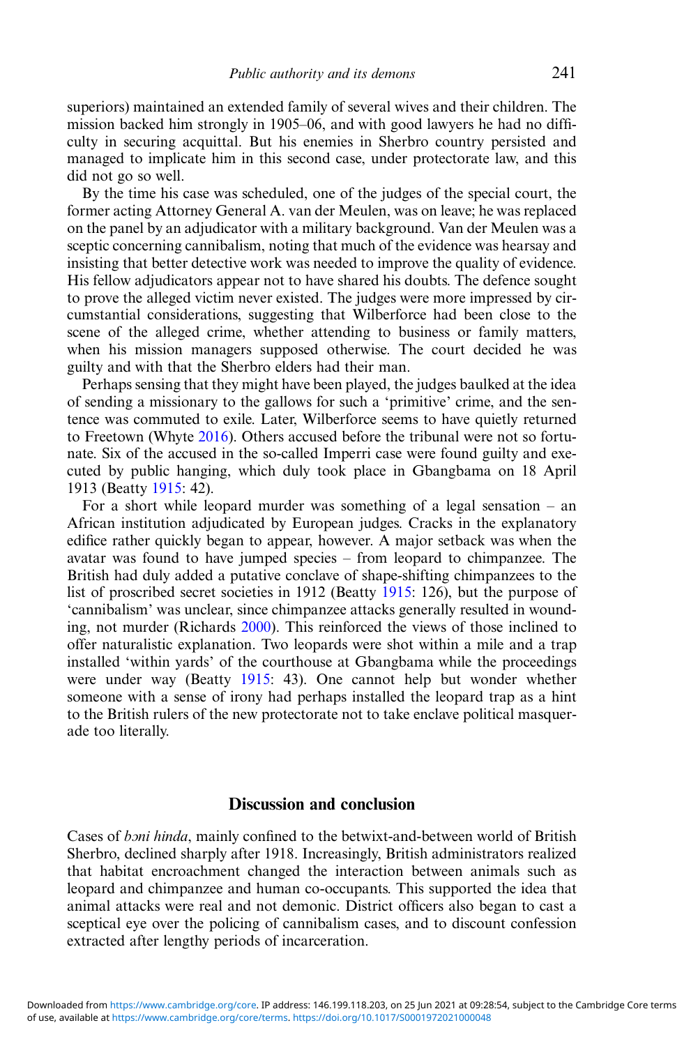superiors) maintained an extended family of several wives and their children. The mission backed him strongly in 1905–06, and with good lawyers he had no difficulty in securing acquittal. But his enemies in Sherbro country persisted and managed to implicate him in this second case, under protectorate law, and this did not go so well.

By the time his case was scheduled, one of the judges of the special court, the former acting Attorney General A. van der Meulen, was on leave; he was replaced on the panel by an adjudicator with a military background. Van der Meulen was a sceptic concerning cannibalism, noting that much of the evidence was hearsay and insisting that better detective work was needed to improve the quality of evidence. His fellow adjudicators appear not to have shared his doubts. The defence sought to prove the alleged victim never existed. The judges were more impressed by circumstantial considerations, suggesting that Wilberforce had been close to the scene of the alleged crime, whether attending to business or family matters, when his mission managers supposed otherwise. The court decided he was guilty and with that the Sherbro elders had their man.

Perhaps sensing that they might have been played, the judges baulked at the idea of sending a missionary to the gallows for such a 'primitive' crime, and the sentence was commuted to exile. Later, Wilberforce seems to have quietly returned to Freetown (Whyte 2016). Others accused before the tribunal were not so fortunate. Six of the accused in the so-called Imperri case were found guilty and executed by public hanging, which duly took place in Gbangbama on 18 April 1913 (Beatty 1915: 42).

For a short while leopard murder was something of a legal sensation – an African institution adjudicated by European judges. Cracks in the explanatory edifice rather quickly began to appear, however. A major setback was when the avatar was found to have jumped species – from leopard to chimpanzee. The British had duly added a putative conclave of shape-shifting chimpanzees to the list of proscribed secret societies in 1912 (Beatty 1915: 126), but the purpose of 'cannibalism' was unclear, since chimpanzee attacks generally resulted in wounding, not murder (Richards 2000). This reinforced the views of those inclined to offer naturalistic explanation. Two leopards were shot within a mile and a trap installed 'within yards' of the courthouse at Gbangbama while the proceedings were under way (Beatty 1915: 43). One cannot help but wonder whether someone with a sense of irony had perhaps installed the leopard trap as a hint to the British rulers of the new protectorate not to take enclave political masquerade too literally.

## Discussion and conclusion

Cases of *bɔni hinda*, mainly confined to the betwixt-and-between world of British Sherbro, declined sharply after 1918. Increasingly, British administrators realized that habitat encroachment changed the interaction between animals such as leopard and chimpanzee and human co-occupants. This supported the idea that animal attacks were real and not demonic. District officers also began to cast a sceptical eye over the policing of cannibalism cases, and to discount confession extracted after lengthy periods of incarceration.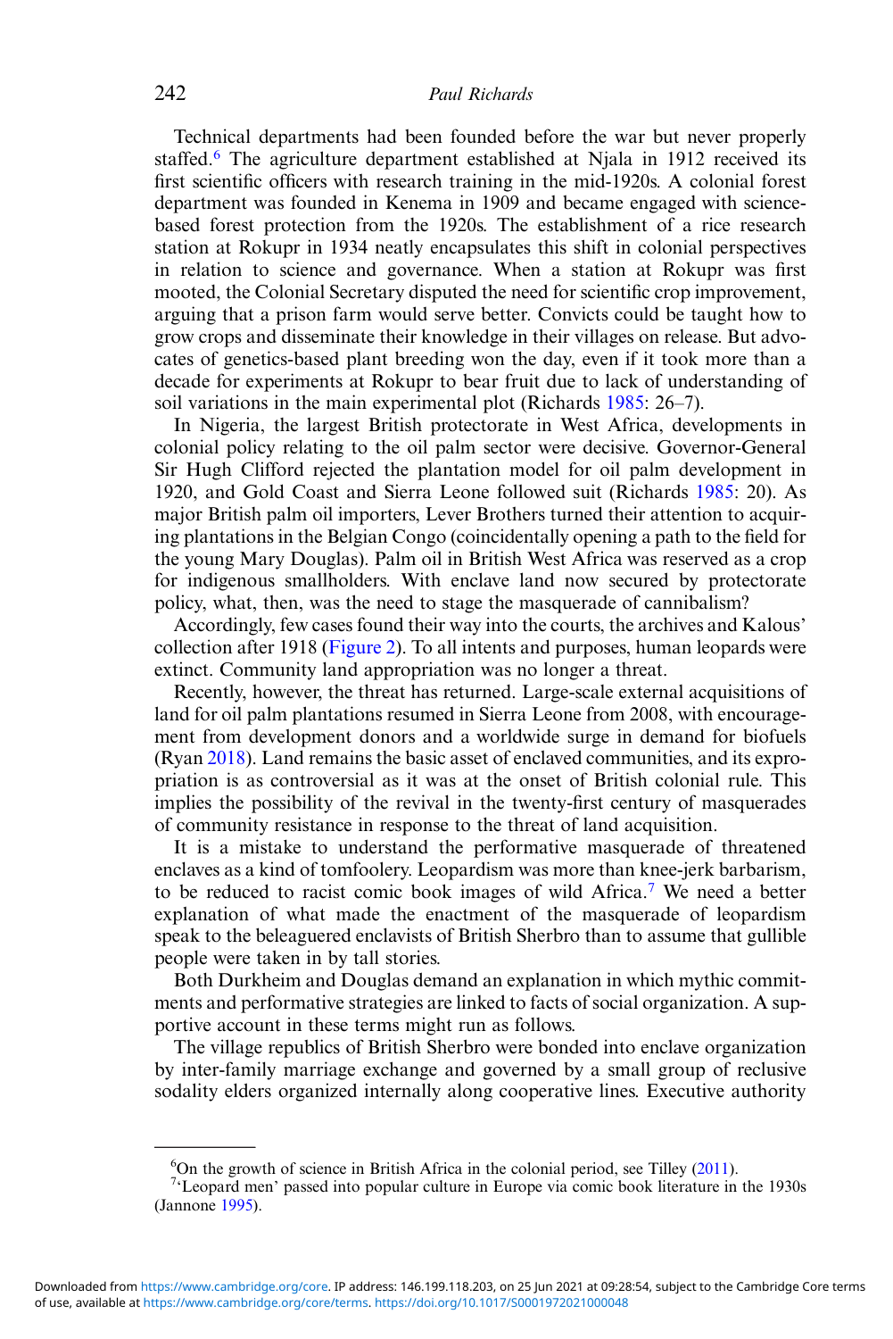Technical departments had been founded before the war but never properly staffed.[6] The agriculture department established at Njala in 1912 received its first scientific officers with research training in the mid-1920s. A colonial forest department was founded in Kenema in 1909 and became engaged with science-based forest protection from the 1920s. The establishment of a rice research station at Rokupr in 1934 neatly encapsulates this shift in colonial perspectives in relation to science and governance. When a station at Rokupr was first mooted, the Colonial Secretary disputed the need for scientific crop improvement, arguing that a prison farm would serve better. Convicts could be taught how to grow crops and disseminate their knowledge in their villages on release. But advocates of genetics-based plant breeding won the day, even if it took more than a decade for experiments at Rokupr to bear fruit due to lack of understanding of soil variations in the main experimental plot (Richards 1985: 26–7).

In Nigeria, the largest British protectorate in West Africa, developments in colonial policy relating to the oil palm sector were decisive. Governor-General Sir Hugh Clifford rejected the plantation model for oil palm development in 1920, and Gold Coast and Sierra Leone followed suit (Richards 1985: 20). As major British palm oil importers, Lever Brothers turned their attention to acquiring plantations in the Belgian Congo (coincidentally opening a path to the field for the young Mary Douglas). Palm oil in British West Africa was reserved as a crop for indigenous smallholders. With enclave land now secured by protectorate policy, what, then, was the need to stage the masquerade of cannibalism?

Accordingly, few cases found their way into the courts, the archives and Kalous' collection after 1918 (Figure 2). To all intents and purposes, human leopards were extinct. Community land appropriation was no longer a threat.

Recently, however, the threat has returned. Large-scale external acquisitions of land for oil palm plantations resumed in Sierra Leone from 2008, with encouragement from development donors and a worldwide surge in demand for biofuels (Ryan 2018). Land remains the basic asset of enclaved communities, and its expropriation is as controversial as it was at the onset of British colonial rule. This implies the possibility of the revival in the twenty-first century of masquerades of community resistance in response to the threat of land acquisition.

It is a mistake to understand the performative masquerade of threatened enclaves as a kind of tomfoolery. Leopardism was more than knee-jerk barbarism, to be reduced to racist comic book images of wild Africa.[7] We need a better explanation of what made the enactment of the masquerade of leopardism speak to the beleaguered enclavists of British Sherbro than to assume that gullible people were taken in by tall stories.

Both Durkheim and Douglas demand an explanation in which mythic commitments and performative strategies are linked to facts of social organization. A supportive account in these terms might run as follows.

The village republics of British Sherbro were bonded into enclave organization by inter-family marriage exchange and governed by a small group of reclusive sodality elders organized internally along cooperative lines. Executive authority

[6] On the growth of science in British Africa in the colonial period, see Tilley (2011).

[7] 'Leopard men' passed into popular culture in Europe via comic book literature in the 1930s (Jannone 1995).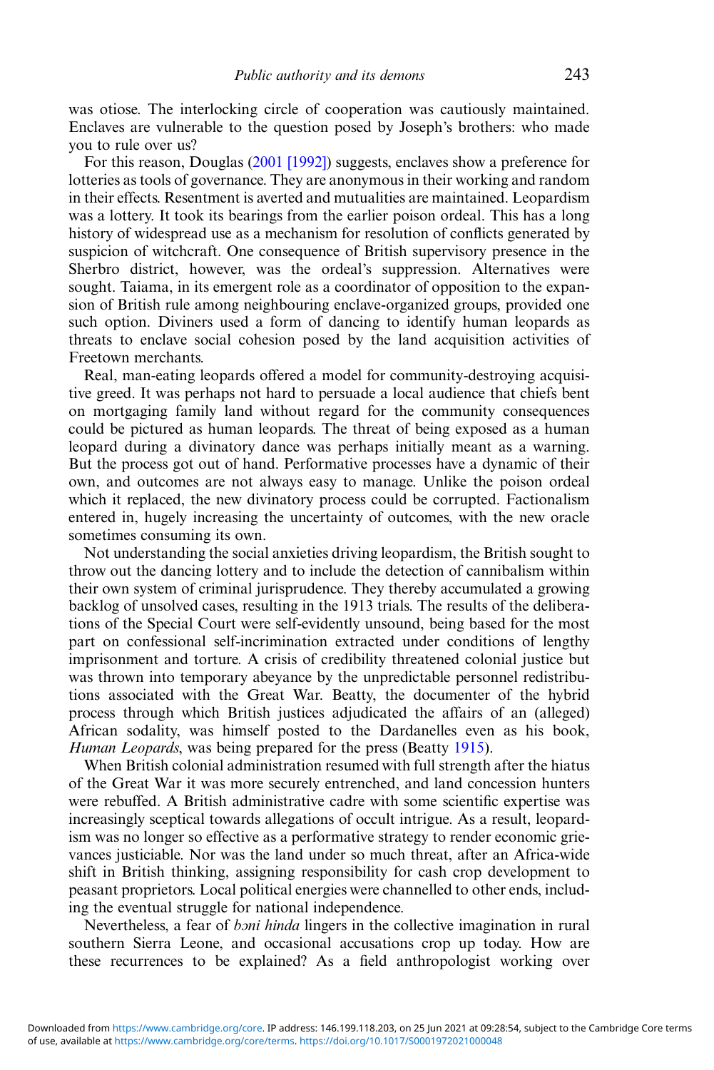was otiose. The interlocking circle of cooperation was cautiously maintained. Enclaves are vulnerable to the question posed by Joseph's brothers: who made you to rule over us?

For this reason, Douglas (2001 [1992]) suggests, enclaves show a preference for lotteries as tools of governance. They are anonymous in their working and random in their effects. Resentment is averted and mutualities are maintained. Leopardism was a lottery. It took its bearings from the earlier poison ordeal. This has a long history of widespread use as a mechanism for resolution of conflicts generated by suspicion of witchcraft. One consequence of British supervisory presence in the Sherbro district, however, was the ordeal's suppression. Alternatives were sought. Taiama, in its emergent role as a coordinator of opposition to the expansion of British rule among neighbouring enclave-organized groups, provided one such option. Diviners used a form of dancing to identify human leopards as threats to enclave social cohesion posed by the land acquisition activities of Freetown merchants.

Real, man-eating leopards offered a model for community-destroying acquisitive greed. It was perhaps not hard to persuade a local audience that chiefs bent on mortgaging family land without regard for the community consequences could be pictured as human leopards. The threat of being exposed as a human leopard during a divinatory dance was perhaps initially meant as a warning. But the process got out of hand. Performative processes have a dynamic of their own, and outcomes are not always easy to manage. Unlike the poison ordeal which it replaced, the new divinatory process could be corrupted. Factionalism entered in, hugely increasing the uncertainty of outcomes, with the new oracle sometimes consuming its own.

Not understanding the social anxieties driving leopardism, the British sought to throw out the dancing lottery and to include the detection of cannibalism within their own system of criminal jurisprudence. They thereby accumulated a growing backlog of unsolved cases, resulting in the 1913 trials. The results of the deliberations of the Special Court were self-evidently unsound, being based for the most part on confessional self-incrimination extracted under conditions of lengthy imprisonment and torture. A crisis of credibility threatened colonial justice but was thrown into temporary abeyance by the unpredictable personnel redistributions associated with the Great War. Beatty, the documenter of the hybrid process through which British justices adjudicated the affairs of an (alleged) African sodality, was himself posted to the Dardanelles even as his book, *Human Leopards*, was being prepared for the press (Beatty 1915).

When British colonial administration resumed with full strength after the hiatus of the Great War it was more securely entrenched, and land concession hunters were rebuffed. A British administrative cadre with some scientific expertise was increasingly sceptical towards allegations of occult intrigue. As a result, leopardism was no longer so effective as a performative strategy to render economic grievances justiciable. Nor was the land under so much threat, after an Africa-wide shift in British thinking, assigning responsibility for cash crop development to peasant proprietors. Local political energies were channelled to other ends, including the eventual struggle for national independence.

Nevertheless, a fear of *bɔni hinda* lingers in the collective imagination in rural southern Sierra Leone, and occasional accusations crop up today. How are these recurrences to be explained? As a field anthropologist working over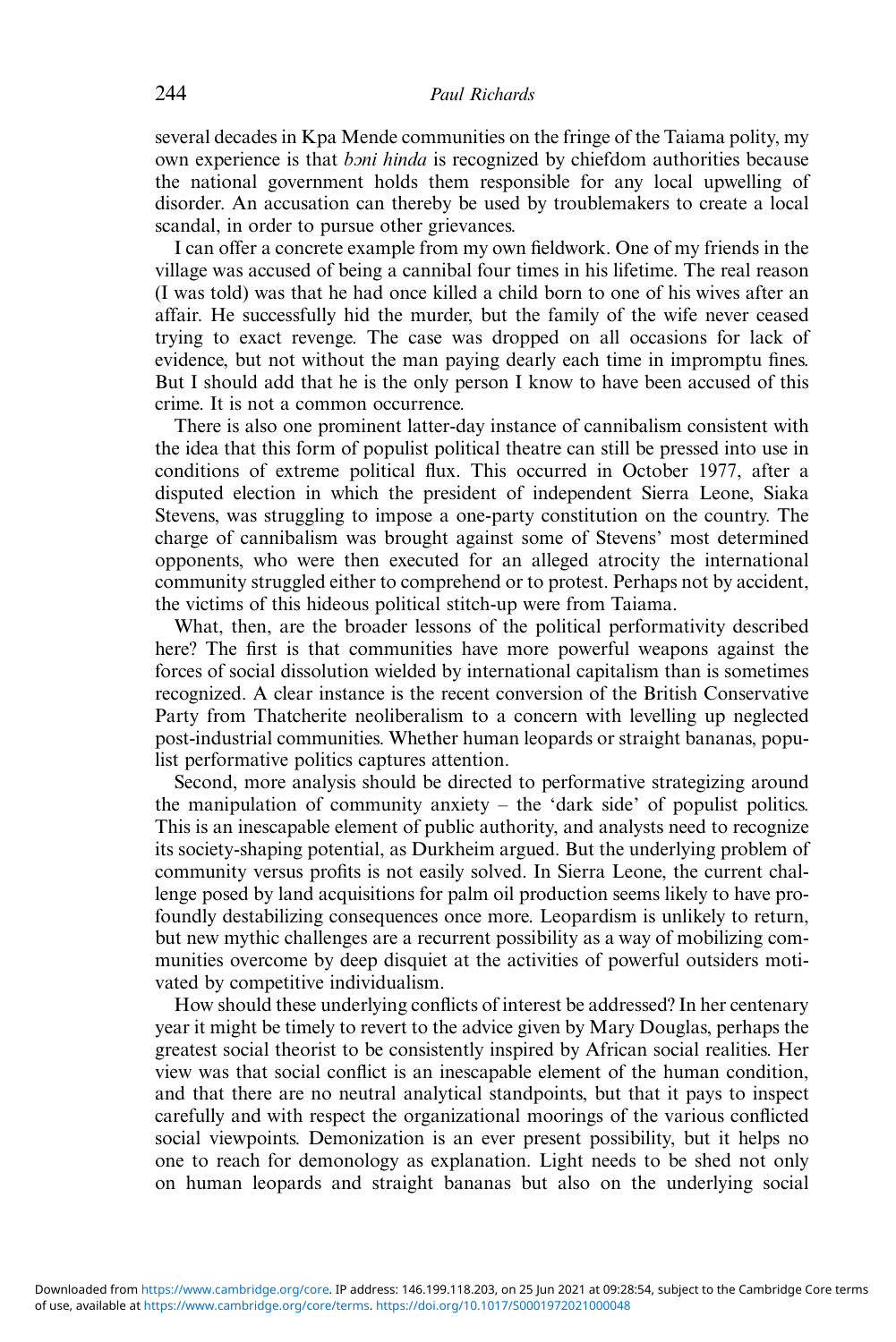several decades in Kpa Mende communities on the fringe of the Taiama polity, my own experience is that *bɔni hinda* is recognized by chiefdom authorities because the national government holds them responsible for any local upwelling of disorder. An accusation can thereby be used by troublemakers to create a local scandal, in order to pursue other grievances.

I can offer a concrete example from my own fieldwork. One of my friends in the village was accused of being a cannibal four times in his lifetime. The real reason (I was told) was that he had once killed a child born to one of his wives after an affair. He successfully hid the murder, but the family of the wife never ceased trying to exact revenge. The case was dropped on all occasions for lack of evidence, but not without the man paying dearly each time in impromptu fines. But I should add that he is the only person I know to have been accused of this crime. It is not a common occurrence.

There is also one prominent latter-day instance of cannibalism consistent with the idea that this form of populist political theatre can still be pressed into use in conditions of extreme political flux. This occurred in October 1977, after a disputed election in which the president of independent Sierra Leone, Siaka Stevens, was struggling to impose a one-party constitution on the country. The charge of cannibalism was brought against some of Stevens' most determined opponents, who were then executed for an alleged atrocity the international community struggled either to comprehend or to protest. Perhaps not by accident, the victims of this hideous political stitch-up were from Taiama.

What, then, are the broader lessons of the political performativity described here? The first is that communities have more powerful weapons against the forces of social dissolution wielded by international capitalism than is sometimes recognized. A clear instance is the recent conversion of the British Conservative Party from Thatcherite neoliberalism to a concern with levelling up neglected post-industrial communities. Whether human leopards or straight bananas, populist performative politics captures attention.

Second, more analysis should be directed to performative strategizing around the manipulation of community anxiety – the 'dark side' of populist politics. This is an inescapable element of public authority, and analysts need to recognize its society-shaping potential, as Durkheim argued. But the underlying problem of community versus profits is not easily solved. In Sierra Leone, the current challenge posed by land acquisitions for palm oil production seems likely to have profoundly destabilizing consequences once more. Leopardism is unlikely to return, but new mythic challenges are a recurrent possibility as a way of mobilizing communities overcome by deep disquiet at the activities of powerful outsiders motivated by competitive individualism.

How should these underlying conflicts of interest be addressed? In her centenary year it might be timely to revert to the advice given by Mary Douglas, perhaps the greatest social theorist to be consistently inspired by African social realities. Her view was that social conflict is an inescapable element of the human condition, and that there are no neutral analytical standpoints, but that it pays to inspect carefully and with respect the organizational moorings of the various conflicted social viewpoints. Demonization is an ever present possibility, but it helps no one to reach for demonology as explanation. Light needs to be shed not only on human leopards and straight bananas but also on the underlying social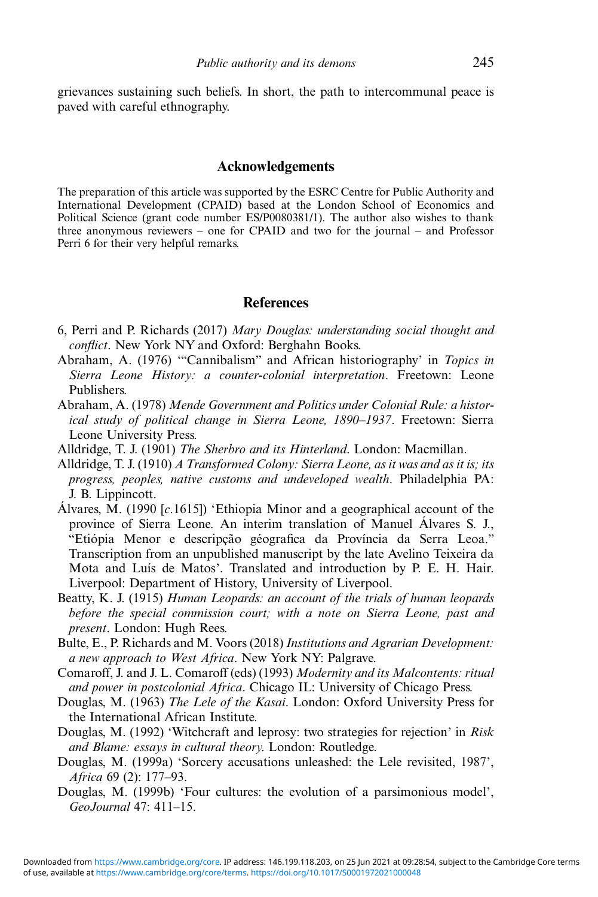grievances sustaining such beliefs. In short, the path to intercommunal peace is paved with careful ethnography.

## Acknowledgements

The preparation of this article was supported by the ESRC Centre for Public Authority and International Development (CPAID) based at the London School of Economics and Political Science (grant code number ES/P0080381/1). The author also wishes to thank three anonymous reviewers – one for CPAID and two for the journal – and Professor Perri 6 for their very helpful remarks.

## References

6, Perri and P. Richards (2017) *Mary Douglas: understanding social thought and conflict*. New York NY and Oxford: Berghahn Books.

Abraham, A. (1976) '"Cannibalism" and African historiography' in *Topics in Sierra Leone History: a counter-colonial interpretation*. Freetown: Leone Publishers.

Abraham, A. (1978) *Mende Government and Politics under Colonial Rule: a historical study of political change in Sierra Leone, 1890–1937*. Freetown: Sierra Leone University Press.

Alldridge, T. J. (1901) *The Sherbro and its Hinterland*. London: Macmillan.

Alldridge, T. J. (1910) *A Transformed Colony: Sierra Leone, as it was and as it is; its progress, peoples, native customs and undeveloped wealth*. Philadelphia PA: J. B. Lippincott.

Álvares, M. (1990 [*c*.1615]) 'Ethiopia Minor and a geographical account of the province of Sierra Leone. An interim translation of Manuel Álvares S. J., "Etiópia Menor e descripção géografica da Província da Serra Leoa." Transcription from an unpublished manuscript by the late Avelino Teixeira da Mota and Luís de Matos'. Translated and introduction by P. E. H. Hair. Liverpool: Department of History, University of Liverpool.

Beatty, K. J. (1915) *Human Leopards: an account of the trials of human leopards before the special commission court; with a note on Sierra Leone, past and present*. London: Hugh Rees.

Bulte, E., P. Richards and M. Voors (2018) *Institutions and Agrarian Development: a new approach to West Africa*. New York NY: Palgrave.

Comaroff, J. and J. L. Comaroff (eds) (1993) *Modernity and its Malcontents: ritual and power in postcolonial Africa*. Chicago IL: University of Chicago Press.

Douglas, M. (1963) *The Lele of the Kasai*. London: Oxford University Press for the International African Institute.

Douglas, M. (1992) 'Witchcraft and leprosy: two strategies for rejection' in *Risk and Blame: essays in cultural theory.* London: Routledge.

Douglas, M. (1999a) 'Sorcery accusations unleashed: the Lele revisited, 1987', *Africa* 69 (2): 177–93.

Douglas, M. (1999b) 'Four cultures: the evolution of a parsimonious model', *GeoJournal* 47: 411–15.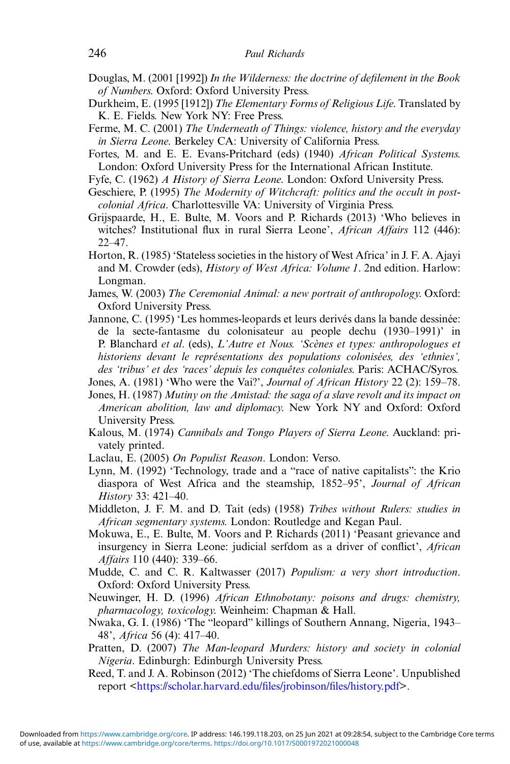Douglas, M. (2001 [1992]) *In the Wilderness: the doctrine of defilement in the Book of Numbers*. Oxford: Oxford University Press.

Durkheim, E. (1995 [1912]) *The Elementary Forms of Religious Life*. Translated by K. E. Fields. New York NY: Free Press.

Ferme, M. C. (2001) *The Underneath of Things: violence, history and the everyday in Sierra Leone*. Berkeley CA: University of California Press.

Fortes, M. and E. E. Evans-Pritchard (eds) (1940) *African Political Systems*. London: Oxford University Press for the International African Institute.

Fyfe, C. (1962) *A History of Sierra Leone*. London: Oxford University Press.

Geschiere, P. (1995) *The Modernity of Witchcraft: politics and the occult in post-colonial Africa*. Charlottesville VA: University of Virginia Press.

Grijspaarde, H., E. Bulte, M. Voors and P. Richards (2013) 'Who believes in witches? Institutional flux in rural Sierra Leone', *African Affairs* 112 (446): 22–47.

Horton, R. (1985) 'Stateless societies in the history of West Africa' in J. F. A. Ajayi and M. Crowder (eds), *History of West Africa: Volume 1*. 2nd edition. Harlow: Longman.

James, W. (2003) *The Ceremonial Animal: a new portrait of anthropology*. Oxford: Oxford University Press.

Jannone, C. (1995) 'Les hommes-leopards et leurs derivés dans la bande dessinée: de la secte-fantasme du colonisateur au people dechu (1930–1991)' in P. Blanchard *et al*. (eds), *L'Autre et Nous. 'Scènes et types: anthropologues et historiens devant le représentations des populations colonisées, des 'ethnies', des 'tribus' et des 'races' depuis les conquêtes coloniales*. Paris: ACHAC/Syros.

Jones, A. (1981) 'Who were the Vai?', *Journal of African History* 22 (2): 159–78.

Jones, H. (1987) *Mutiny on the Amistad: the saga of a slave revolt and its impact on American abolition, law and diplomacy*. New York NY and Oxford: Oxford University Press.

Kalous, M. (1974) *Cannibals and Tongo Players of Sierra Leone*. Auckland: privately printed.

Laclau, E. (2005) *On Populist Reason*. London: Verso.

Lynn, M. (1992) 'Technology, trade and a "race of native capitalists": the Krio diaspora of West Africa and the steamship, 1852–95', *Journal of African History* 33: 421–40.

Middleton, J. F. M. and D. Tait (eds) (1958) *Tribes without Rulers: studies in African segmentary systems*. London: Routledge and Kegan Paul.

Mokuwa, E., E. Bulte, M. Voors and P. Richards (2011) 'Peasant grievance and insurgency in Sierra Leone: judicial serfdom as a driver of conflict', *African Affairs* 110 (440): 339–66.

Mudde, C. and C. R. Kaltwasser (2017) *Populism: a very short introduction*. Oxford: Oxford University Press.

Neuwinger, H. D. (1996) *African Ethnobotany: poisons and drugs: chemistry, pharmacology, toxicology*. Weinheim: Chapman & Hall.

Nwaka, G. I. (1986) 'The "leopard" killings of Southern Annang, Nigeria, 1943–48', *Africa* 56 (4): 417–40.

Pratten, D. (2007) *The Man-leopard Murders: history and society in colonial Nigeria*. Edinburgh: Edinburgh University Press.

Reed, T. and J. A. Robinson (2012) 'The chiefdoms of Sierra Leone'. Unpublished report <https://scholar.harvard.edu/files/jrobinson/files/history.pdf>.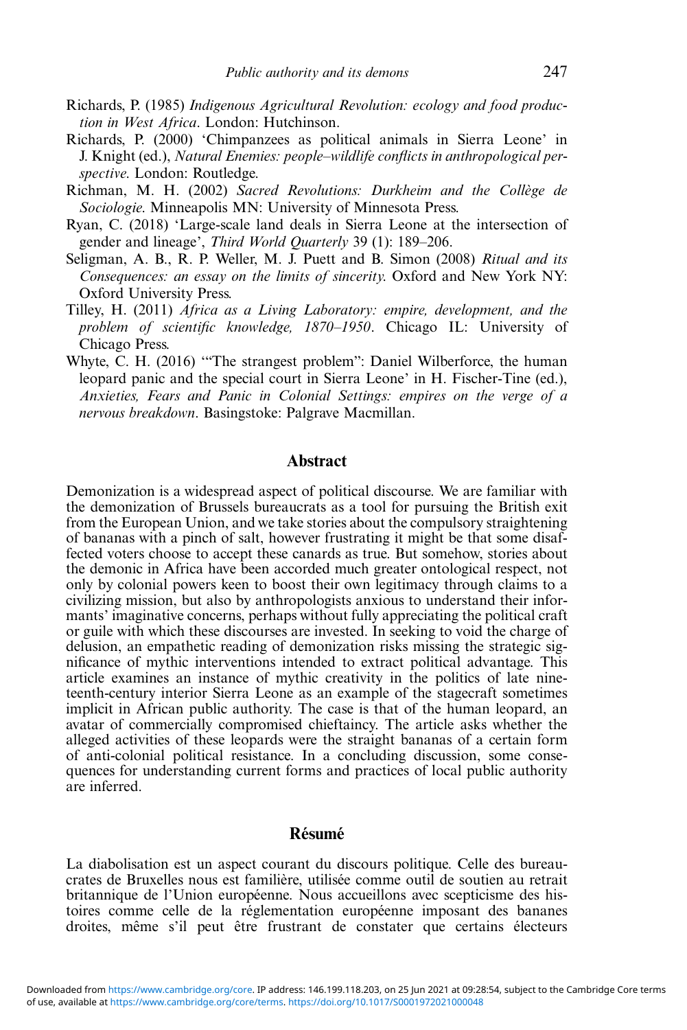Richards, P. (1985) *Indigenous Agricultural Revolution: ecology and food production in West Africa*. London: Hutchinson.

Richards, P. (2000) 'Chimpanzees as political animals in Sierra Leone' in J. Knight (ed.), *Natural Enemies: people–wildlife conflicts in anthropological perspective*. London: Routledge.

Richman, M. H. (2002) *Sacred Revolutions: Durkheim and the Collège de Sociologie*. Minneapolis MN: University of Minnesota Press.

Ryan, C. (2018) 'Large-scale land deals in Sierra Leone at the intersection of gender and lineage', *Third World Quarterly* 39 (1): 189–206.

Seligman, A. B., R. P. Weller, M. J. Puett and B. Simon (2008) *Ritual and its Consequences: an essay on the limits of sincerity*. Oxford and New York NY: Oxford University Press.

Tilley, H. (2011) *Africa as a Living Laboratory: empire, development, and the problem of scientific knowledge, 1870–1950*. Chicago IL: University of Chicago Press.

Whyte, C. H. (2016) '"The strangest problem": Daniel Wilberforce, the human leopard panic and the special court in Sierra Leone' in H. Fischer-Tine (ed.), *Anxieties, Fears and Panic in Colonial Settings: empires on the verge of a nervous breakdown*. Basingstoke: Palgrave Macmillan.

## Abstract

Demonization is a widespread aspect of political discourse. We are familiar with the demonization of Brussels bureaucrats as a tool for pursuing the British exit from the European Union, and we take stories about the compulsory straightening of bananas with a pinch of salt, however frustrating it might be that some disaffected voters choose to accept these canards as true. But somehow, stories about the demonic in Africa have been accorded much greater ontological respect, not only by colonial powers keen to boost their own legitimacy through claims to a civilizing mission, but also by anthropologists anxious to understand their informants' imaginative concerns, perhaps without fully appreciating the political craft or guile with which these discourses are invested. In seeking to void the charge of delusion, an empathetic reading of demonization risks missing the strategic significance of mythic interventions intended to extract political advantage. This article examines an instance of mythic creativity in the politics of late nineteenth-century interior Sierra Leone as an example of the stagecraft sometimes implicit in African public authority. The case is that of the human leopard, an avatar of commercially compromised chieftaincy. The article asks whether the alleged activities of these leopards were the straight bananas of a certain form of anti-colonial political resistance. In a concluding discussion, some consequences for understanding current forms and practices of local public authority are inferred.

## Résumé

La diabolisation est un aspect courant du discours politique. Celle des bureaucrates de Bruxelles nous est familière, utilisée comme outil de soutien au retrait britannique de l'Union européenne. Nous accueillons avec scepticisme des histoires comme celle de la réglementation européenne imposant des bananes droites, même s'il peut être frustrant de constater que certains électeurs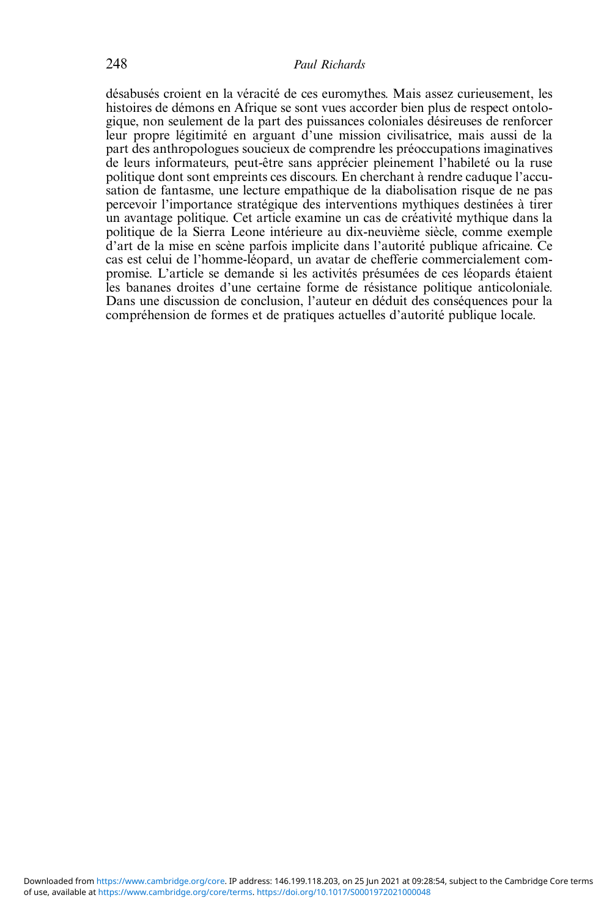désabusés croient en la véracité de ces euromythes. Mais assez curieusement, les histoires de démons en Afrique se sont vues accorder bien plus de respect ontologique, non seulement de la part des puissances coloniales désireuses de renforcer leur propre légitimité en arguant d'une mission civilisatrice, mais aussi de la part des anthropologues soucieux de comprendre les préoccupations imaginatives de leurs informateurs, peut-être sans apprécier pleinement l'habileté ou la ruse politique dont sont empreints ces discours. En cherchant à rendre caduque l'accusation de fantasme, une lecture empathique de la diabolisation risque de ne pas percevoir l'importance stratégique des interventions mythiques destinées à tirer un avantage politique. Cet article examine un cas de créativité mythique dans la politique de la Sierra Leone intérieure au dix-neuvième siècle, comme exemple d'art de la mise en scène parfois implicite dans l'autorité publique africaine. Ce cas est celui de l'homme-léopard, un avatar de chefferie commercialement compromise. L'article se demande si les activités présumées de ces léopards étaient les bananes droites d'une certaine forme de résistance politique anticoloniale. Dans une discussion de conclusion, l'auteur en déduit des conséquences pour la compréhension de formes et de pratiques actuelles d'autorité publique locale.